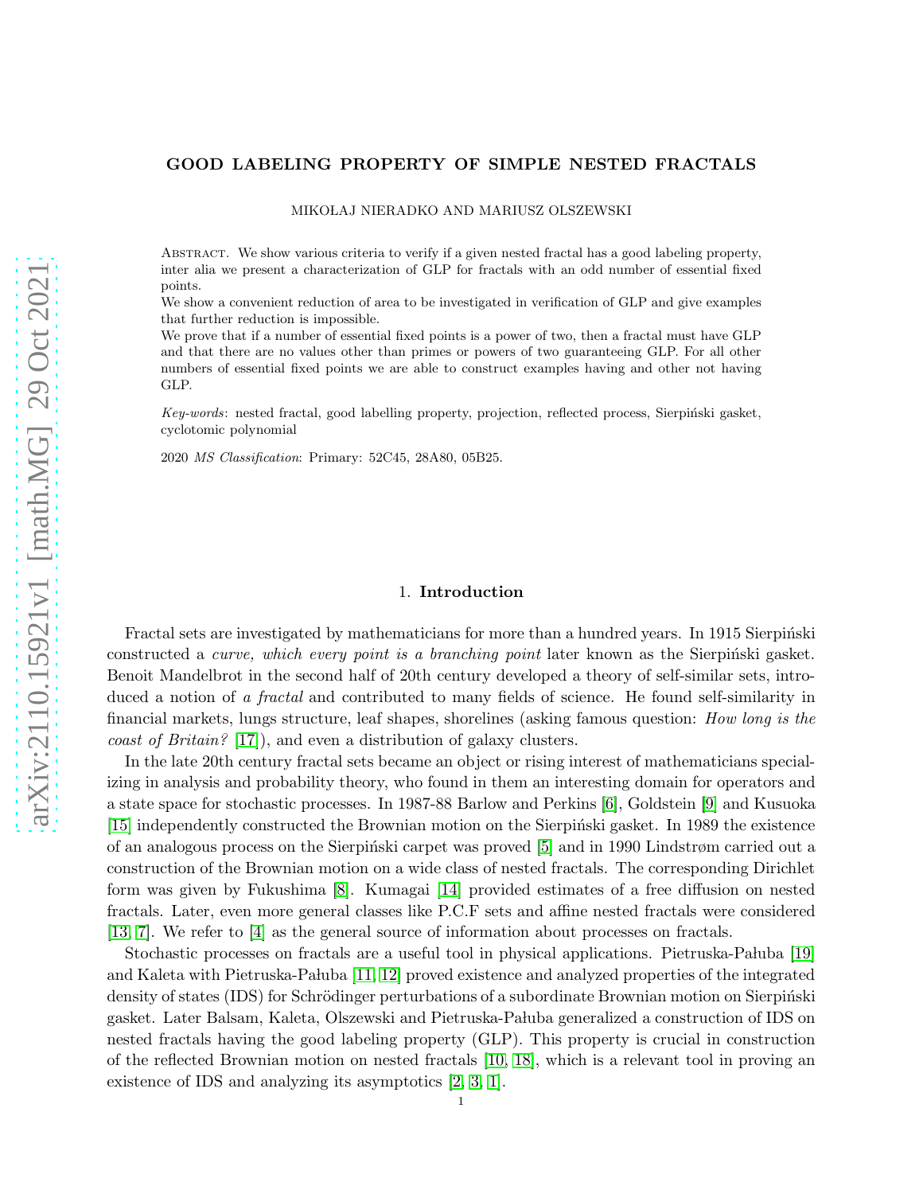# GOOD LABELING PROPERTY OF SIMPLE NESTED FRACTALS

MIKOŁAJ NIERADKO AND MARIUSZ OLSZEWSKI

Abstract. We show various criteria to verify if a given nested fractal has a good labeling property, inter alia we present a characterization of GLP for fractals with an odd number of essential fixed points.

We show a convenient reduction of area to be investigated in verification of GLP and give examples that further reduction is impossible.

We prove that if a number of essential fixed points is a power of two, then a fractal must have GLP and that there are no values other than primes or powers of two guaranteeing GLP. For all other numbers of essential fixed points we are able to construct examples having and other not having GLP.

*Key-words*: nested fractal, good labelling property, projection, reflected process, Sierpiński gasket, cyclotomic polynomial

2020 *MS Classification*: Primary: 52C45, 28A80, 05B25.

## 1. Introduction

Fractal sets are investigated by mathematicians for more than a hundred years. In 1915 Sierpiński constructed a *curve, which every point is a branching point* later known as the Sierpiński gasket. Benoit Mandelbrot in the second half of 20th century developed a theory of self-similar sets, introduced a notion of *a fractal* and contributed to many fields of science. He found self-similarity in financial markets, lungs structure, leaf shapes, shorelines (asking famous question: *How long is the coast of Britain?* [17]), and even a distribution of galaxy clusters.

In the late 20th century fractal sets became an object or rising interest of mathematicians specializing in analysis and probability theory, who found in them an interesting domain for operators and a state space for stochastic processes. In 1987-88 Barlow and Perkins [6], Goldstein [9] and Kusuoka [15] independently constructed the Brownian motion on the Sierpiński gasket. In 1989 the existence of an analogous process on the Sierpiński carpet was proved [5] and in 1990 Lindstrøm carried out a construction of the Brownian motion on a wide class of nested fractals. The corresponding Dirichlet form was given by Fukushima [8]. Kumagai [14] provided estimates of a free diffusion on nested fractals. Later, even more general classes like P.C.F sets and affine nested fractals were considered [13, 7]. We refer to [4] as the general source of information about processes on fractals.

Stochastic processes on fractals are a useful tool in physical applications. Pietruska-Pałuba [19] and Kaleta with Pietruska-Pałuba [11, 12] proved existence and analyzed properties of the integrated density of states (IDS) for Schrödinger perturbations of a subordinate Brownian motion on Sierpiński gasket. Later Balsam, Kaleta, Olszewski and Pietruska-Pałuba generalized a construction of IDS on nested fractals having the good labeling property (GLP). This property is crucial in construction of the reflected Brownian motion on nested fractals [10, 18], which is a relevant tool in proving an existence of IDS and analyzing its asymptotics [2, 3, 1].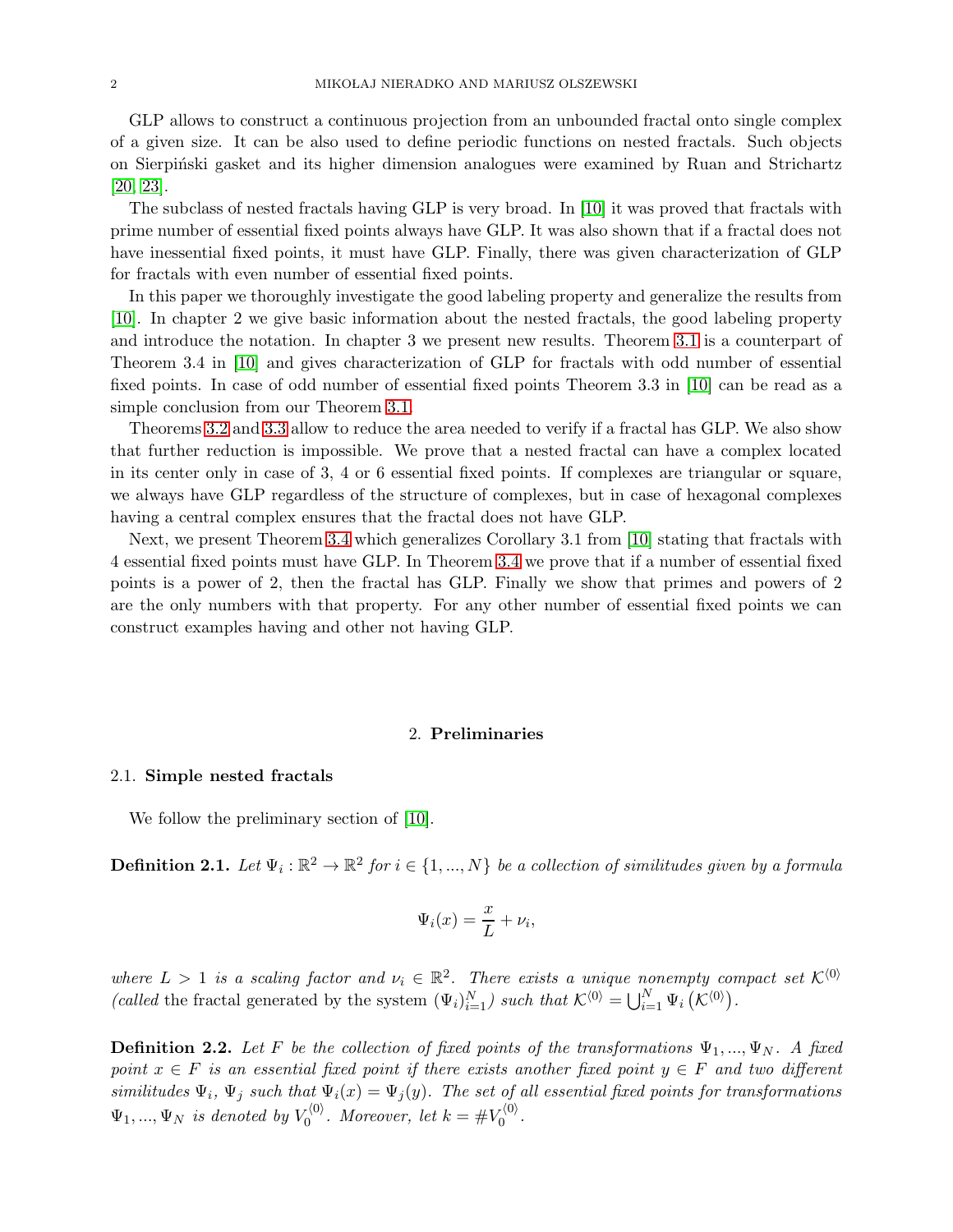GLP allows to construct a continuous projection from an unbounded fractal onto single complex of a given size. It can be also used to define periodic functions on nested fractals. Such objects on Sierpiński gasket and its higher dimension analogues were examined by Ruan and Strichartz [20, 23].

The subclass of nested fractals having GLP is very broad. In [10] it was proved that fractals with prime number of essential fixed points always have GLP. It was also shown that if a fractal does not have inessential fixed points, it must have GLP. Finally, there was given characterization of GLP for fractals with even number of essential fixed points.

In this paper we thoroughly investigate the good labeling property and generalize the results from [10]. In chapter 2 we give basic information about the nested fractals, the good labeling property and introduce the notation. In chapter 3 we present new results. Theorem 3.1 is a counterpart of Theorem 3.4 in [10] and gives characterization of GLP for fractals with odd number of essential fixed points. In case of odd number of essential fixed points Theorem 3.3 in [10] can be read as a simple conclusion from our Theorem 3.1.

Theorems 3.2 and 3.3 allow to reduce the area needed to verify if a fractal has GLP. We also show that further reduction is impossible. We prove that a nested fractal can have a complex located in its center only in case of 3, 4 or 6 essential fixed points. If complexes are triangular or square, we always have GLP regardless of the structure of complexes, but in case of hexagonal complexes having a central complex ensures that the fractal does not have GLP.

Next, we present Theorem 3.4 which generalizes Corollary 3.1 from [10] stating that fractals with 4 essential fixed points must have GLP. In Theorem 3.4 we prove that if a number of essential fixed points is a power of 2, then the fractal has GLP. Finally we show that primes and powers of 2 are the only numbers with that property. For any other number of essential fixed points we can construct examples having and other not having GLP.

## 2. **Preliminaries**

### 2.1. **Simple nested fractals**

We follow the preliminary section of [10].

**Definition 2.1.** *Let $\Psi_i : \mathbb{R}^2 \to \mathbb{R}^2$ for $i \in \{1, ..., N\}$ be a collection of similitudes given by a formula*

$$\Psi_i(x) = \frac{x}{L} + \nu_i,$$

*where $L > 1$ is a scaling factor and $\nu_i \in \mathbb{R}^2$. There exists a unique nonempty compact set $\mathcal{K}^{\langle 0 \rangle}$ (called* the fractal generated by the system $(\Psi_i)_{i=1}^N$*) such that $\mathcal{K}^{\langle 0 \rangle} = \bigcup_{i=1}^N \Psi_i \left(\mathcal{K}^{\langle 0 \rangle}\right)$.*

**Definition 2.2.** *Let $F$ be the collection of fixed points of the transformations $\Psi_1, ..., \Psi_N$. A fixed point $x \in F$ is an essential fixed point if there exists another fixed point $y \in F$ and two different similitudes $\Psi_i$, $\Psi_j$ such that $\Psi_i(x) = \Psi_j(y)$. The set of all essential fixed points for transformations $\Psi_1, ..., \Psi_N$ is denoted by $V_0^{\langle 0 \rangle}$. Moreover, let $k = \# V_0^{\langle 0 \rangle}$.*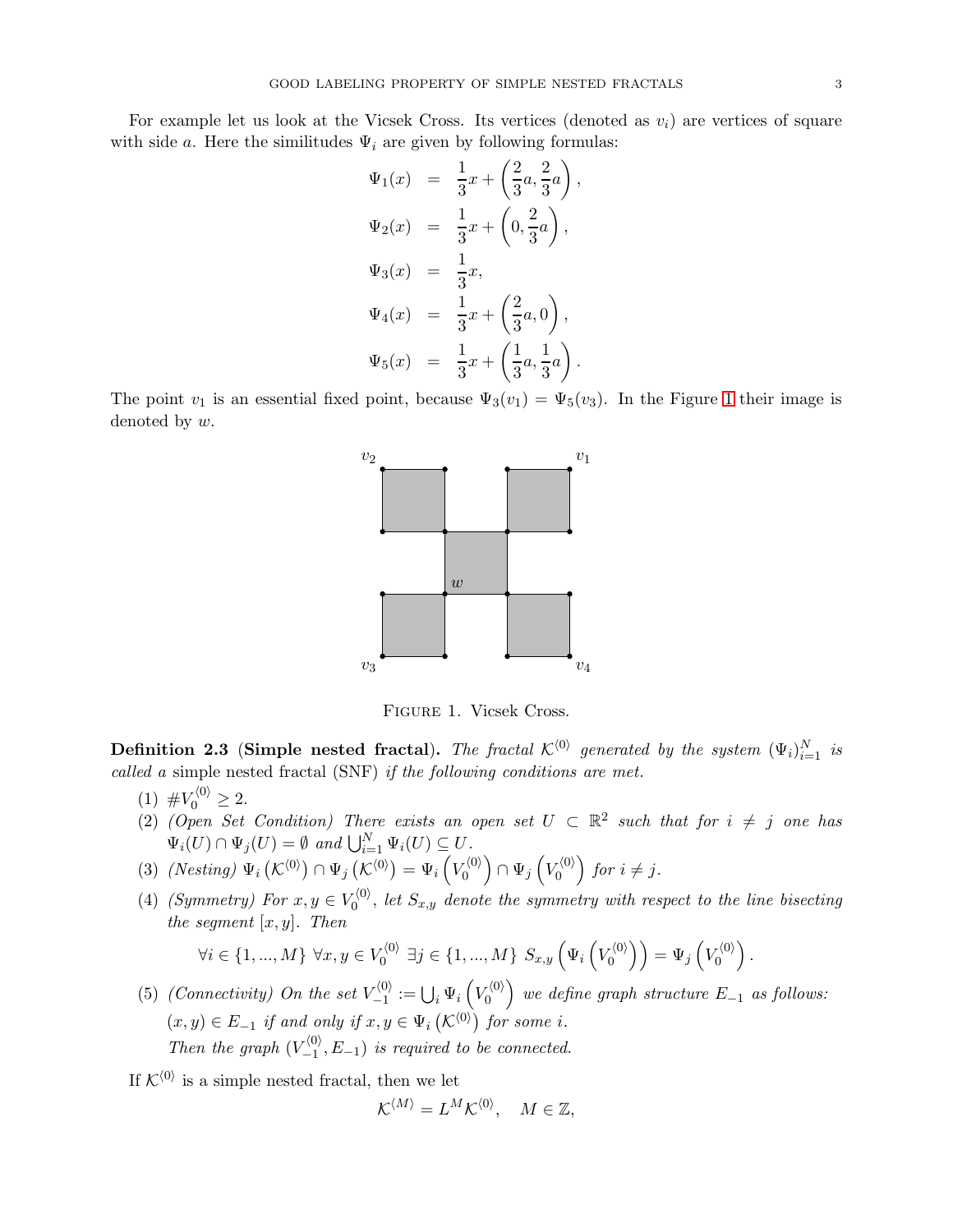For example let us look at the Vicsek Cross. Its vertices (denoted as $v_i$) are vertices of square with side $a$. Here the similitudes $\Psi_i$ are given by following formulas:

$$
\begin{aligned}
\Psi_1(x) &= \frac{1}{3}x + \left(\frac{2}{3}a, \frac{2}{3}a\right), \\
\Psi_2(x) &= \frac{1}{3}x + \left(0, \frac{2}{3}a\right), \\
\Psi_3(x) &= \frac{1}{3}x, \\
\Psi_4(x) &= \frac{1}{3}x + \left(\frac{2}{3}a, 0\right), \\
\Psi_5(x) &= \frac{1}{3}x + \left(\frac{1}{3}a, \frac{1}{3}a\right).
\end{aligned}
$$

The point $v_1$ is an essential fixed point, because $\Psi_3(v_1) = \Psi_5(v_3)$. In the Figure 1 their image is denoted by $w$.

FIGURE 1. Vicsek Cross.

**Definition 2.3** (**Simple nested fractal**). *The fractal $\mathcal{K}^{\langle 0 \rangle}$ generated by the system $(\Psi_i)_{i=1}^N$ is called a* simple nested fractal (SNF) *if the following conditions are met.*

1. $\# V_0^{\langle 0 \rangle} \geq 2$.
2. *(Open Set Condition) There exists an open set $U \subset \mathbb{R}^2$ such that for $i \neq j$ one has $\Psi_i(U) \cap \Psi_j(U) = \emptyset$ and $\bigcup_{i=1}^N \Psi_i(U) \subseteq U$.*
3. *(Nesting) $\Psi_i\left(\mathcal{K}^{\langle 0 \rangle}\right) \cap \Psi_j\left(\mathcal{K}^{\langle 0 \rangle}\right) = \Psi_i\left(V_0^{\langle 0 \rangle}\right) \cap \Psi_j\left(V_0^{\langle 0 \rangle}\right)$ for $i \neq j$.*
4. *(Symmetry) For $x, y \in V_0^{\langle 0 \rangle}$, let $S_{x,y}$ denote the symmetry with respect to the line bisecting the segment $[x, y]$. Then*
$$\forall i \in \{1, ..., M\}\ \forall x, y \in V_0^{\langle 0 \rangle}\ \exists j \in \{1, ..., M\}\ S_{x,y}\left(\Psi_i\left(V_0^{\langle 0 \rangle}\right)\right) = \Psi_j\left(V_0^{\langle 0 \rangle}\right).$$
5. *(Connectivity) On the set $V_{-1}^{\langle 0 \rangle} := \bigcup_i \Psi_i\left(V_0^{\langle 0 \rangle}\right)$ we define graph structure $E_{-1}$ as follows: $(x, y) \in E_{-1}$ if and only if $x, y \in \Psi_i\left(\mathcal{K}^{\langle 0 \rangle}\right)$ for some $i$.*
*Then the graph $(V_{-1}^{\langle 0 \rangle}, E_{-1})$ is required to be connected.*

If $\mathcal{K}^{\langle 0 \rangle}$ is a simple nested fractal, then we let

$$\mathcal{K}^{\langle M \rangle} = L^M \mathcal{K}^{\langle 0 \rangle}, \quad M \in \mathbb{Z},$$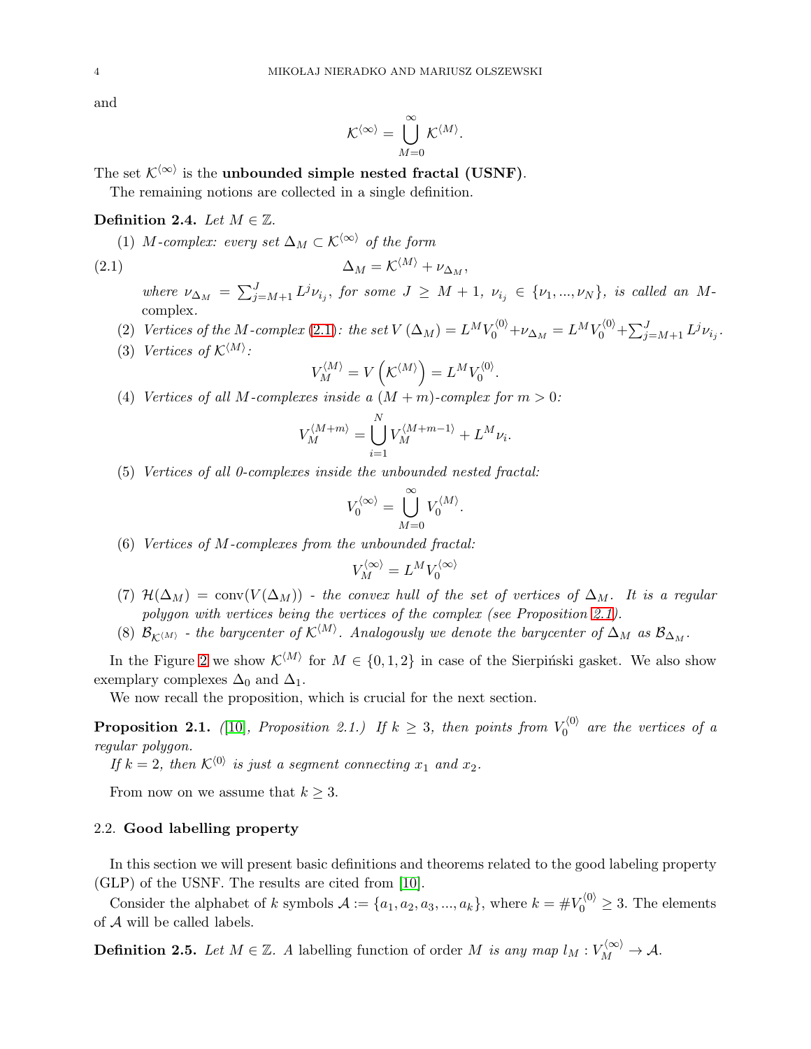and

$$\mathcal{K}^{\langle\infty\rangle} = \bigcup_{M=0}^{\infty} \mathcal{K}^{\langle M\rangle}.$$

The set $\mathcal{K}^{\langle\infty\rangle}$ is the **unbounded simple nested fractal (USNF)**.

The remaining notions are collected in a single definition.

**Definition 2.4.** *Let $M \in \mathbb{Z}$.*

(1) *$M$-complex: every set $\Delta_M \subset \mathcal{K}^{\langle\infty\rangle}$ of the form*

$$\Delta_M = \mathcal{K}^{\langle M\rangle} + \nu_{\Delta_M}, \tag{2.1}$$

*where $\nu_{\Delta_M} = \sum_{j=M+1}^{J} L^j \nu_{i_j}$, for some $J \geq M+1$, $\nu_{i_j} \in \{\nu_1, ..., \nu_N\}$, is called an $M$-*complex.

(2) *Vertices of the $M$-complex (2.1): the set $V(\Delta_M) = L^M V_0^{\langle 0\rangle} + \nu_{\Delta_M} = L^M V_0^{\langle 0\rangle} + \sum_{j=M+1}^{J} L^j \nu_{i_j}$.*

(3) *Vertices of $\mathcal{K}^{\langle M\rangle}$:*

$$V_M^{\langle M\rangle} = V\left(\mathcal{K}^{\langle M\rangle}\right) = L^M V_0^{\langle 0\rangle}.$$

(4) *Vertices of all $M$-complexes inside a $(M+m)$-complex for $m > 0$:*

$$V_M^{\langle M+m\rangle} = \bigcup_{i=1}^{N} V_M^{\langle M+m-1\rangle} + L^M \nu_i.$$

(5) *Vertices of all 0-complexes inside the unbounded nested fractal:*

$$V_0^{\langle\infty\rangle} = \bigcup_{M=0}^{\infty} V_0^{\langle M\rangle}.$$

(6) *Vertices of $M$-complexes from the unbounded fractal:*

$$V_M^{\langle\infty\rangle} = L^M V_0^{\langle\infty\rangle}$$

(7) *$\mathcal{H}(\Delta_M) = \operatorname{conv}(V(\Delta_M))$ - the convex hull of the set of vertices of $\Delta_M$. It is a regular polygon with vertices being the vertices of the complex (see Proposition 2.1).*

(8) *$\mathcal{B}_{\mathcal{K}^{\langle M\rangle}}$ - the barycenter of $\mathcal{K}^{\langle M\rangle}$. Analogously we denote the barycenter of $\Delta_M$ as $\mathcal{B}_{\Delta_M}$.*

In the Figure 2 we show $\mathcal{K}^{\langle M\rangle}$ for $M \in \{0,1,2\}$ in case of the Sierpiński gasket. We also show exemplary complexes $\Delta_0$ and $\Delta_1$.

We now recall the proposition, which is crucial for the next section.

**Proposition 2.1.** *([10], Proposition 2.1.) If $k \geq 3$, then points from $V_0^{\langle 0\rangle}$ are the vertices of a regular polygon.*

*If $k = 2$, then $\mathcal{K}^{\langle 0\rangle}$ is just a segment connecting $x_1$ and $x_2$.*

From now on we assume that $k \geq 3$.

## 2.2. Good labelling property

In this section we will present basic definitions and theorems related to the good labeling property (GLP) of the USNF. The results are cited from [10].

Consider the alphabet of $k$ symbols $\mathcal{A} := \{a_1, a_2, a_3, ..., a_k\}$, where $k = \#V_0^{\langle 0\rangle} \geq 3$. The elements of $\mathcal{A}$ will be called labels.

**Definition 2.5.** *Let $M \in \mathbb{Z}$. A* labelling function of order $M$ *is any map $l_M : V_M^{\langle\infty\rangle} \to \mathcal{A}$.*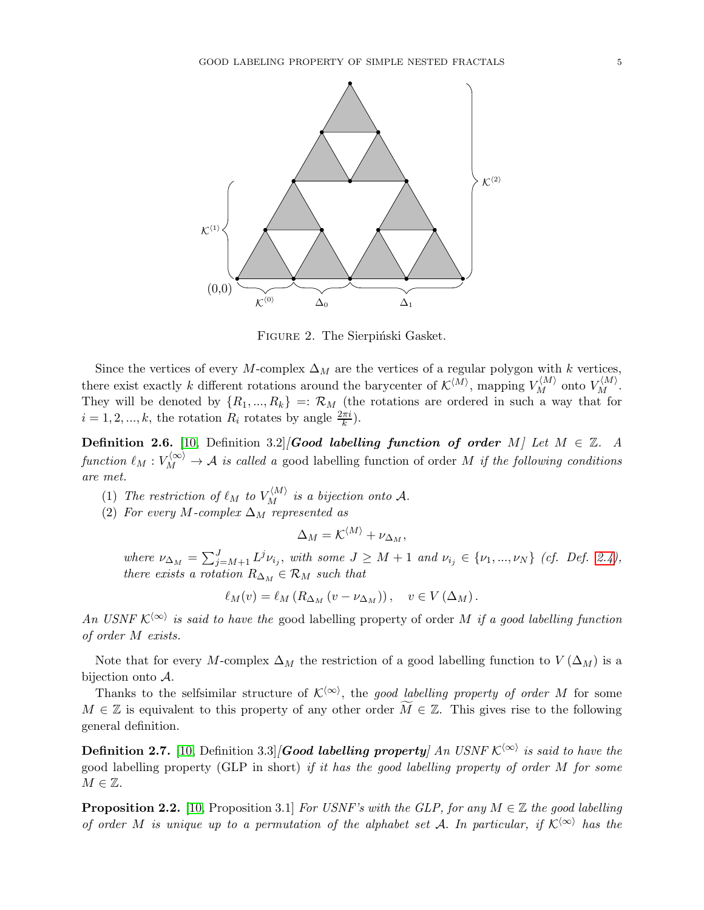Figure 2. The Sierpiński Gasket.

Since the vertices of every $M$-complex $\Delta_M$ are the vertices of a regular polygon with $k$ vertices, there exist exactly $k$ different rotations around the barycenter of $\mathcal{K}^{\langle M \rangle}$, mapping $V_M^{\langle M \rangle}$ onto $V_M^{\langle M \rangle}$. They will be denoted by $\{R_1, ..., R_k\} =: \mathcal{R}_M$ (the rotations are ordered in such a way that for $i = 1, 2, ..., k$, the rotation $R_i$ rotates by angle $\frac{2\pi i}{k}$).

**Definition 2.6.** [10, Definition 3.2][***Good labelling function of order*** $M$] *Let* $M \in \mathbb{Z}$. *A function* $\ell_M : V_M^{\langle \infty \rangle} \to \mathcal{A}$ *is called a* good labelling function of order $M$ *if the following conditions are met.*

1. *The restriction of* $\ell_M$ *to* $V_M^{\langle M \rangle}$ *is a bijection onto* $\mathcal{A}$.
2. *For every* $M$*-complex* $\Delta_M$ *represented as*
$$\Delta_M = \mathcal{K}^{\langle M \rangle} + \nu_{\Delta_M},$$
*where* $\nu_{\Delta_M} = \sum_{j=M+1}^{J} L^j \nu_{i_j}$, *with some* $J \geq M+1$ *and* $\nu_{i_j} \in \{\nu_1, ..., \nu_N\}$ *(cf. Def. 2.4), there exists a rotation* $R_{\Delta_M} \in \mathcal{R}_M$ *such that*
$$\ell_M(v) = \ell_M\left(R_{\Delta_M}\left(v - \nu_{\Delta_M}\right)\right), \quad v \in V\left(\Delta_M\right).$$

*An USNF* $\mathcal{K}^{\langle \infty \rangle}$ *is said to have the* good labelling property of order $M$ *if a good labelling function of order* $M$ *exists.*

Note that for every $M$-complex $\Delta_M$ the restriction of a good labelling function to $V(\Delta_M)$ is a bijection onto $\mathcal{A}$.

Thanks to the selfsimilar structure of $\mathcal{K}^{\langle \infty \rangle}$, the *good labelling property of order* $M$ for some $M \in \mathbb{Z}$ is equivalent to this property of any other order $\widetilde{M} \in \mathbb{Z}$. This gives rise to the following general definition.

**Definition 2.7.** [10, Definition 3.3][***Good labelling property***] *An USNF* $\mathcal{K}^{\langle \infty \rangle}$ *is said to have the* good labelling property (GLP in short) *if it has the good labelling property of order* $M$ *for some* $M \in \mathbb{Z}$.

**Proposition 2.2.** [10, Proposition 3.1] *For USNF's with the GLP, for any* $M \in \mathbb{Z}$ *the good labelling of order* $M$ *is unique up to a permutation of the alphabet set* $\mathcal{A}$. *In particular, if* $\mathcal{K}^{\langle \infty \rangle}$ *has the*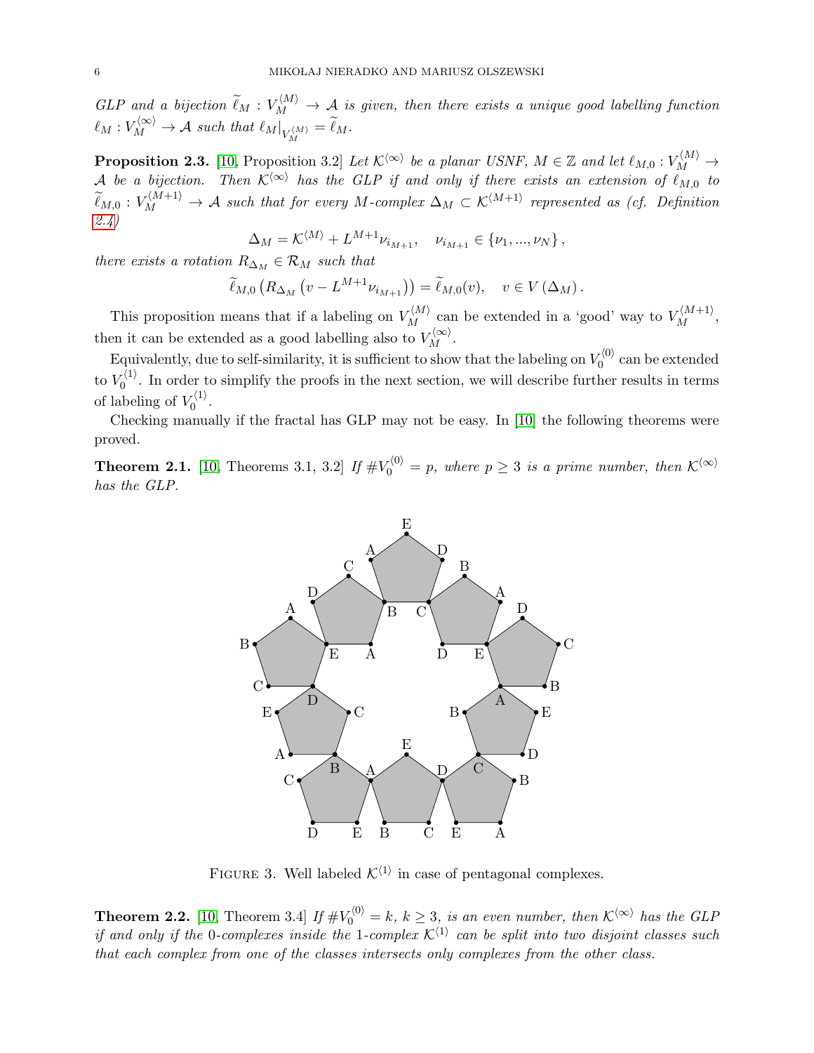*GLP and a bijection $\widetilde{\ell}_M : V_M^{\langle M\rangle} \to \mathcal{A}$ is given, then there exists a unique good labelling function $\ell_M : V_M^{\langle\infty\rangle} \to \mathcal{A}$ such that $\ell_M|_{V_M^{\langle M\rangle}} = \widetilde{\ell}_M$.*

**Proposition 2.3.** [10, Proposition 3.2] *Let $\mathcal{K}^{\langle\infty\rangle}$ be a planar USNF, $M \in \mathbb{Z}$ and let $\ell_{M,0} : V_M^{\langle M\rangle} \to \mathcal{A}$ be a bijection. Then $\mathcal{K}^{\langle\infty\rangle}$ has the GLP if and only if there exists an extension of $\ell_{M,0}$ to $\widetilde{\ell}_{M,0} : V_M^{\langle M+1\rangle} \to \mathcal{A}$ such that for every $M$-complex $\Delta_M \subset \mathcal{K}^{\langle M+1\rangle}$ represented as (cf. Definition 2.4)*

$$\Delta_M = \mathcal{K}^{\langle M\rangle} + L^{M+1}\nu_{i_{M+1}}, \quad \nu_{i_{M+1}} \in \{\nu_1, ..., \nu_N\},$$

*there exists a rotation $R_{\Delta_M} \in \mathcal{R}_M$ such that*

$$\widetilde{\ell}_{M,0}\left(R_{\Delta_M}\left(v - L^{M+1}\nu_{i_{M+1}}\right)\right) = \widetilde{\ell}_{M,0}(v), \quad v \in V\left(\Delta_M\right).$$

This proposition means that if a labeling on $V_M^{\langle M\rangle}$ can be extended in a 'good' way to $V_M^{\langle M+1\rangle}$, then it can be extended as a good labelling also to $V_M^{\langle\infty\rangle}$.

Equivalently, due to self-similarity, it is sufficient to show that the labeling on $V_0^{\langle 0\rangle}$ can be extended to $V_0^{\langle 1\rangle}$. In order to simplify the proofs in the next section, we will describe further results in terms of labeling of $V_0^{\langle 1\rangle}$.

Checking manually if the fractal has GLP may not be easy. In [10] the following theorems were proved.

**Theorem 2.1.** [10, Theorems 3.1, 3.2] *If $\#V_0^{\langle 0\rangle} = p$, where $p \geq 3$ is a prime number, then $\mathcal{K}^{\langle\infty\rangle}$ has the GLP.*

Figure 3. Well labeled $\mathcal{K}^{\langle 1\rangle}$ in case of pentagonal complexes.

**Theorem 2.2.** [10, Theorem 3.4] *If $\#V_0^{\langle 0\rangle} = k$, $k \geq 3$, is an even number, then $\mathcal{K}^{\langle\infty\rangle}$ has the GLP if and only if the 0-complexes inside the 1-complex $\mathcal{K}^{\langle 1\rangle}$ can be split into two disjoint classes such that each complex from one of the classes intersects only complexes from the other class.*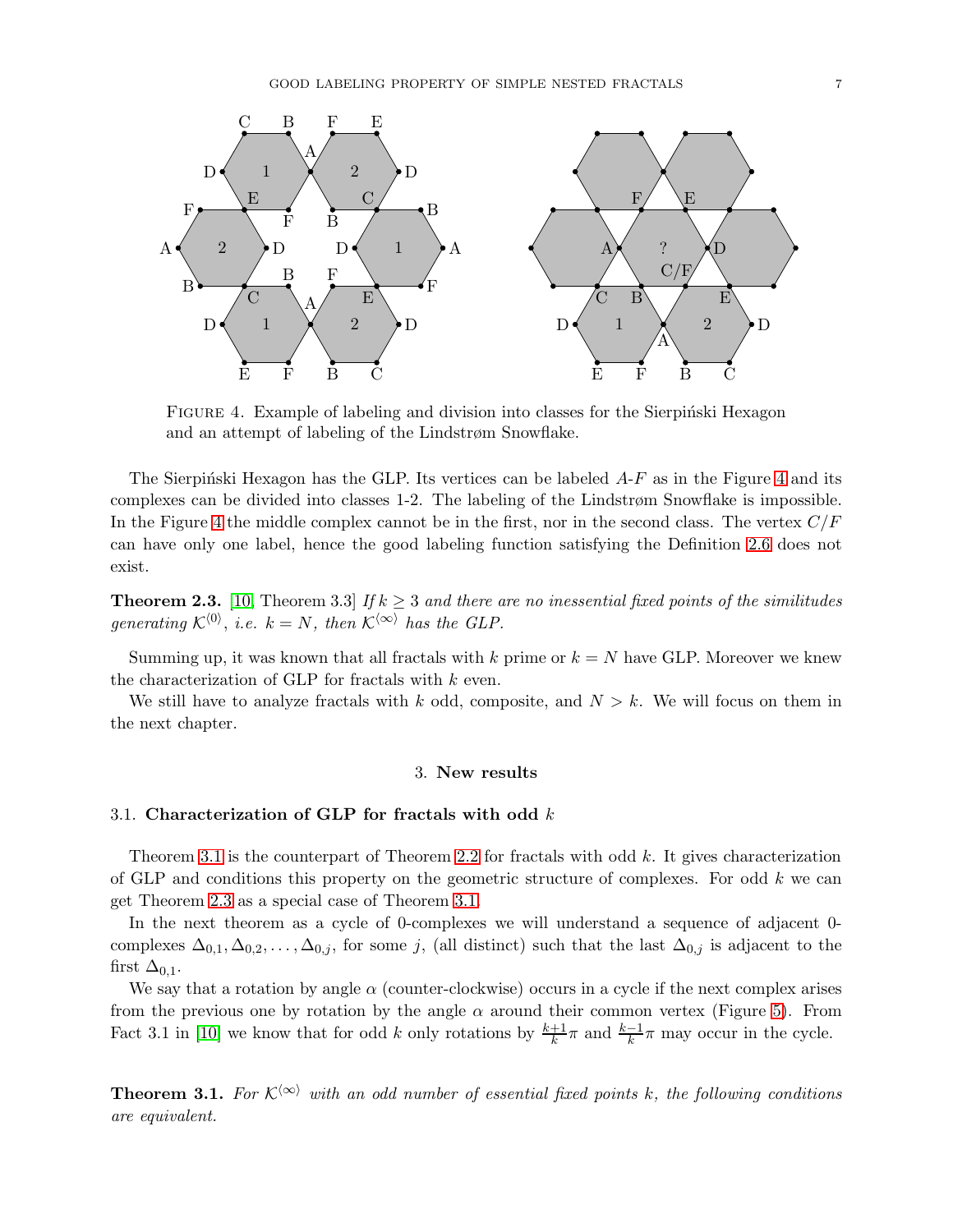FIGURE 4. Example of labeling and division into classes for the Sierpiński Hexagon and an attempt of labeling of the Lindstrøm Snowflake.

The Sierpiński Hexagon has the GLP. Its vertices can be labeled $A$-$F$ as in the Figure 4 and its complexes can be divided into classes 1-2. The labeling of the Lindstrøm Snowflake is impossible. In the Figure 4 the middle complex cannot be in the first, nor in the second class. The vertex $C/F$ can have only one label, hence the good labeling function satisfying the Definition 2.6 does not exist.

**Theorem 2.3.** [10, Theorem 3.3] *If $k \geq 3$ and there are no inessential fixed points of the similitudes generating $\mathcal{K}^{\langle 0 \rangle}$, i.e. $k = N$, then $\mathcal{K}^{\langle \infty \rangle}$ has the GLP.*

Summing up, it was known that all fractals with $k$ prime or $k = N$ have GLP. Moreover we knew the characterization of GLP for fractals with $k$ even.

We still have to analyze fractals with $k$ odd, composite, and $N > k$. We will focus on them in the next chapter.

## 3. New results

### 3.1. Characterization of GLP for fractals with odd $k$

Theorem 3.1 is the counterpart of Theorem 2.2 for fractals with odd $k$. It gives characterization of GLP and conditions this property on the geometric structure of complexes. For odd $k$ we can get Theorem 2.3 as a special case of Theorem 3.1.

In the next theorem as a cycle of 0-complexes we will understand a sequence of adjacent 0-complexes $\Delta_{0,1}, \Delta_{0,2}, \ldots, \Delta_{0,j}$, for some $j$, (all distinct) such that the last $\Delta_{0,j}$ is adjacent to the first $\Delta_{0,1}$.

We say that a rotation by angle $\alpha$ (counter-clockwise) occurs in a cycle if the next complex arises from the previous one by rotation by the angle $\alpha$ around their common vertex (Figure 5). From Fact 3.1 in [10] we know that for odd $k$ only rotations by $\frac{k+1}{k}\pi$ and $\frac{k-1}{k}\pi$ may occur in the cycle.

**Theorem 3.1.** *For $\mathcal{K}^{\langle \infty \rangle}$ with an odd number of essential fixed points $k$, the following conditions are equivalent.*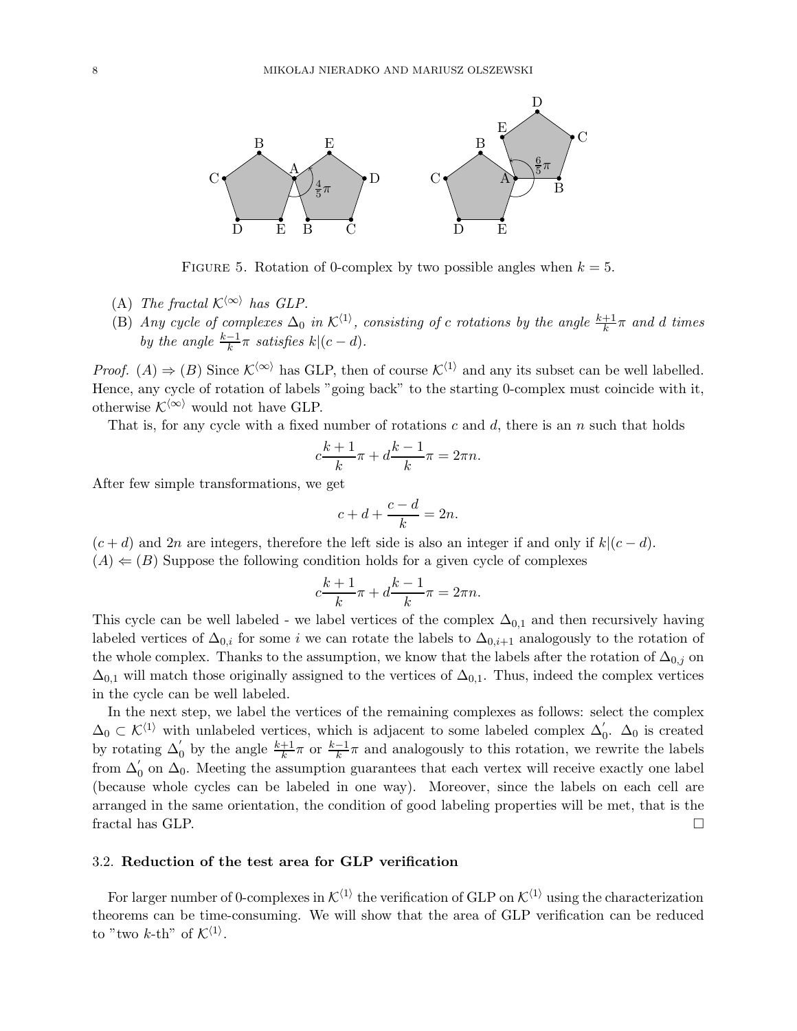FIGURE 5. Rotation of 0-complex by two possible angles when $k = 5$.

(A) *The fractal $\mathcal{K}^{\langle\infty\rangle}$ has GLP.*

(B) *Any cycle of complexes $\Delta_0$ in $\mathcal{K}^{\langle 1\rangle}$, consisting of $c$ rotations by the angle $\frac{k+1}{k}\pi$ and $d$ times by the angle $\frac{k-1}{k}\pi$ satisfies $k|(c-d)$.*

*Proof.* $(A) \Rightarrow (B)$ Since $\mathcal{K}^{\langle\infty\rangle}$ has GLP, then of course $\mathcal{K}^{\langle 1\rangle}$ and any its subset can be well labelled. Hence, any cycle of rotation of labels "going back" to the starting 0-complex must coincide with it, otherwise $\mathcal{K}^{\langle\infty\rangle}$ would not have GLP.

That is, for any cycle with a fixed number of rotations $c$ and $d$, there is an $n$ such that holds

$$c\frac{k+1}{k}\pi + d\frac{k-1}{k}\pi = 2\pi n.$$

After few simple transformations, we get

$$c + d + \frac{c-d}{k} = 2n.$$

$(c+d)$ and $2n$ are integers, therefore the left side is also an integer if and only if $k|(c-d)$.

$(A) \Leftarrow (B)$ Suppose the following condition holds for a given cycle of complexes

$$c\frac{k+1}{k}\pi + d\frac{k-1}{k}\pi = 2\pi n.$$

This cycle can be well labeled - we label vertices of the complex $\Delta_{0,1}$ and then recursively having labeled vertices of $\Delta_{0,i}$ for some $i$ we can rotate the labels to $\Delta_{0,i+1}$ analogously to the rotation of the whole complex. Thanks to the assumption, we know that the labels after the rotation of $\Delta_{0,j}$ on $\Delta_{0,1}$ will match those originally assigned to the vertices of $\Delta_{0,1}$. Thus, indeed the complex vertices in the cycle can be well labeled.

In the next step, we label the vertices of the remaining complexes as follows: select the complex $\Delta_0 \subset \mathcal{K}^{\langle 1\rangle}$ with unlabeled vertices, which is adjacent to some labeled complex $\Delta_0^{'}$. $\Delta_0$ is created by rotating $\Delta_0^{'}$ by the angle $\frac{k+1}{k}\pi$ or $\frac{k-1}{k}\pi$ and analogously to this rotation, we rewrite the labels from $\Delta_0^{'}$ on $\Delta_0$. Meeting the assumption guarantees that each vertex will receive exactly one label (because whole cycles can be labeled in one way). Moreover, since the labels on each cell are arranged in the same orientation, the condition of good labeling properties will be met, that is the fractal has GLP. □

### 3.2. Reduction of the test area for GLP verification

For larger number of 0-complexes in $\mathcal{K}^{\langle 1\rangle}$ the verification of GLP on $\mathcal{K}^{\langle 1\rangle}$ using the characterization theorems can be time-consuming. We will show that the area of GLP verification can be reduced to "two $k$-th" of $\mathcal{K}^{\langle 1\rangle}$.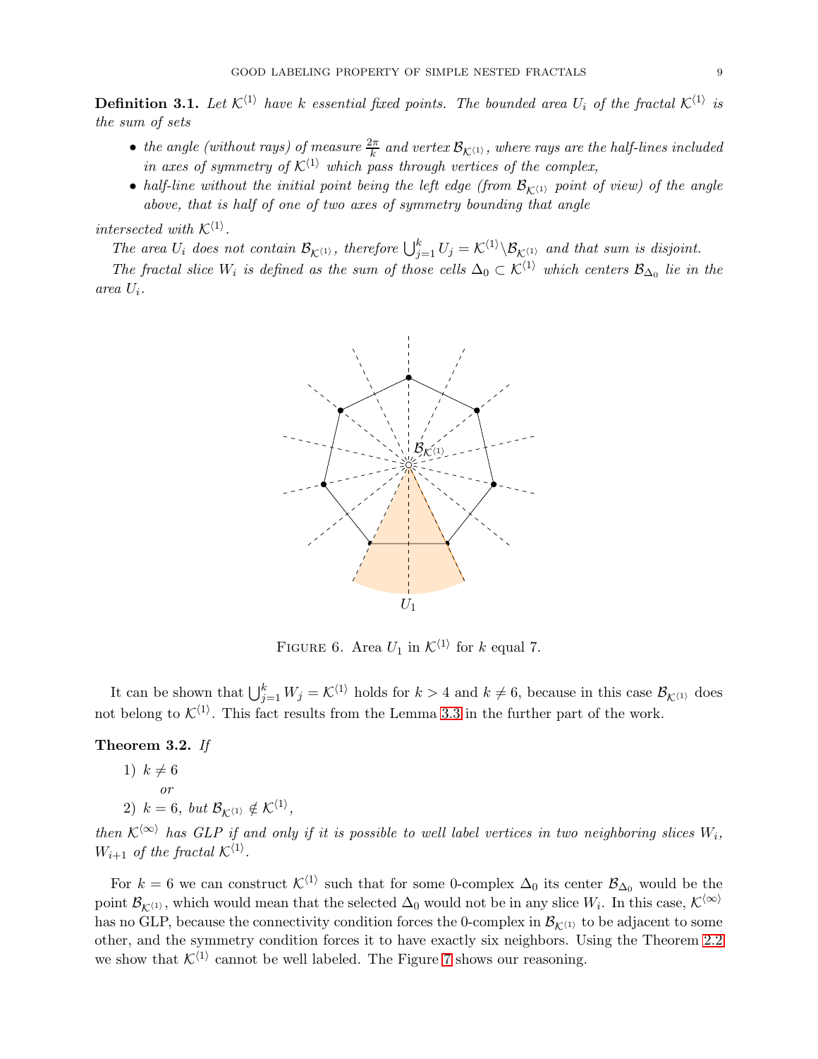**Definition 3.1.** *Let $\mathcal{K}^{\langle 1 \rangle}$ have $k$ essential fixed points. The bounded area $U_i$ of the fractal $\mathcal{K}^{\langle 1 \rangle}$ is the sum of sets*

- *the angle (without rays) of measure $\frac{2\pi}{k}$ and vertex $\mathcal{B}_{\mathcal{K}^{\langle 1 \rangle}}$, where rays are the half-lines included in axes of symmetry of $\mathcal{K}^{\langle 1 \rangle}$ which pass through vertices of the complex,*
- *half-line without the initial point being the left edge (from $\mathcal{B}_{\mathcal{K}^{\langle 1 \rangle}}$ point of view) of the angle above, that is half of one of two axes of symmetry bounding that angle*

*intersected with $\mathcal{K}^{\langle 1 \rangle}$.*

*The area $U_i$ does not contain $\mathcal{B}_{\mathcal{K}^{\langle 1 \rangle}}$, therefore $\bigcup_{j=1}^{k} U_j = \mathcal{K}^{\langle 1 \rangle} \setminus \mathcal{B}_{\mathcal{K}^{\langle 1 \rangle}}$ and that sum is disjoint.*

*The fractal slice $W_i$ is defined as the sum of those cells $\Delta_0 \subset \mathcal{K}^{\langle 1 \rangle}$ which centers $\mathcal{B}_{\Delta_0}$ lie in the area $U_i$.*

Figure 6. Area $U_1$ in $\mathcal{K}^{\langle 1 \rangle}$ for $k$ equal 7.

It can be shown that $\bigcup_{j=1}^{k} W_j = \mathcal{K}^{\langle 1 \rangle}$ holds for $k > 4$ and $k \neq 6$, because in this case $\mathcal{B}_{\mathcal{K}^{\langle 1 \rangle}}$ does not belong to $\mathcal{K}^{\langle 1 \rangle}$. This fact results from the Lemma 3.3 in the further part of the work.

**Theorem 3.2.** *If*

1) $k \neq 6$
   *or*
2) $k = 6$*, but* $\mathcal{B}_{\mathcal{K}^{\langle 1 \rangle}} \notin \mathcal{K}^{\langle 1 \rangle}$,

*then $\mathcal{K}^{\langle \infty \rangle}$ has GLP if and only if it is possible to well label vertices in two neighboring slices $W_i$, $W_{i+1}$ of the fractal $\mathcal{K}^{\langle 1 \rangle}$.*

For $k = 6$ we can construct $\mathcal{K}^{\langle 1 \rangle}$ such that for some 0-complex $\Delta_0$ its center $\mathcal{B}_{\Delta_0}$ would be the point $\mathcal{B}_{\mathcal{K}^{\langle 1 \rangle}}$, which would mean that the selected $\Delta_0$ would not be in any slice $W_i$. In this case, $\mathcal{K}^{\langle \infty \rangle}$ has no GLP, because the connectivity condition forces the 0-complex in $\mathcal{B}_{\mathcal{K}^{\langle 1 \rangle}}$ to be adjacent to some other, and the symmetry condition forces it to have exactly six neighbors. Using the Theorem 2.2 we show that $\mathcal{K}^{\langle 1 \rangle}$ cannot be well labeled. The Figure 7 shows our reasoning.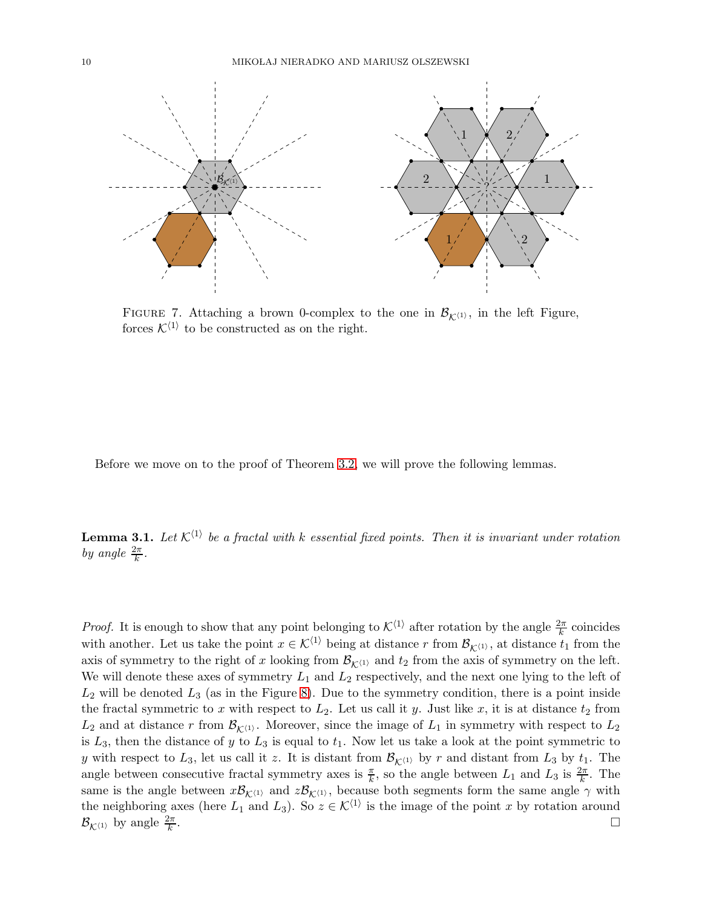FIGURE 7. Attaching a brown 0-complex to the one in $\mathcal{B}_{\mathcal{K}^{\langle 1 \rangle}}$, in the left Figure, forces $\mathcal{K}^{\langle 1 \rangle}$ to be constructed as on the right.

Before we move on to the proof of Theorem 3.2, we will prove the following lemmas.

**Lemma 3.1.** *Let $\mathcal{K}^{\langle 1 \rangle}$ be a fractal with $k$ essential fixed points. Then it is invariant under rotation by angle $\frac{2\pi}{k}$.*

*Proof.* It is enough to show that any point belonging to $\mathcal{K}^{\langle 1 \rangle}$ after rotation by the angle $\frac{2\pi}{k}$ coincides with another. Let us take the point $x \in \mathcal{K}^{\langle 1 \rangle}$ being at distance $r$ from $\mathcal{B}_{\mathcal{K}^{\langle 1 \rangle}}$, at distance $t_1$ from the axis of symmetry to the right of $x$ looking from $\mathcal{B}_{\mathcal{K}^{\langle 1 \rangle}}$ and $t_2$ from the axis of symmetry on the left. We will denote these axes of symmetry $L_1$ and $L_2$ respectively, and the next one lying to the left of $L_2$ will be denoted $L_3$ (as in the Figure 8). Due to the symmetry condition, there is a point inside the fractal symmetric to $x$ with respect to $L_2$. Let us call it $y$. Just like $x$, it is at distance $t_2$ from $L_2$ and at distance $r$ from $\mathcal{B}_{\mathcal{K}^{\langle 1 \rangle}}$. Moreover, since the image of $L_1$ in symmetry with respect to $L_2$ is $L_3$, then the distance of $y$ to $L_3$ is equal to $t_1$. Now let us take a look at the point symmetric to $y$ with respect to $L_3$, let us call it $z$. It is distant from $\mathcal{B}_{\mathcal{K}^{\langle 1 \rangle}}$ by $r$ and distant from $L_3$ by $t_1$. The angle between consecutive fractal symmetry axes is $\frac{\pi}{k}$, so the angle between $L_1$ and $L_3$ is $\frac{2\pi}{k}$. The same is the angle between $x\mathcal{B}_{\mathcal{K}^{\langle 1 \rangle}}$ and $z\mathcal{B}_{\mathcal{K}^{\langle 1 \rangle}}$, because both segments form the same angle $\gamma$ with the neighboring axes (here $L_1$ and $L_3$). So $z \in \mathcal{K}^{\langle 1 \rangle}$ is the image of the point $x$ by rotation around $\mathcal{B}_{\mathcal{K}^{\langle 1 \rangle}}$ by angle $\frac{2\pi}{k}$. □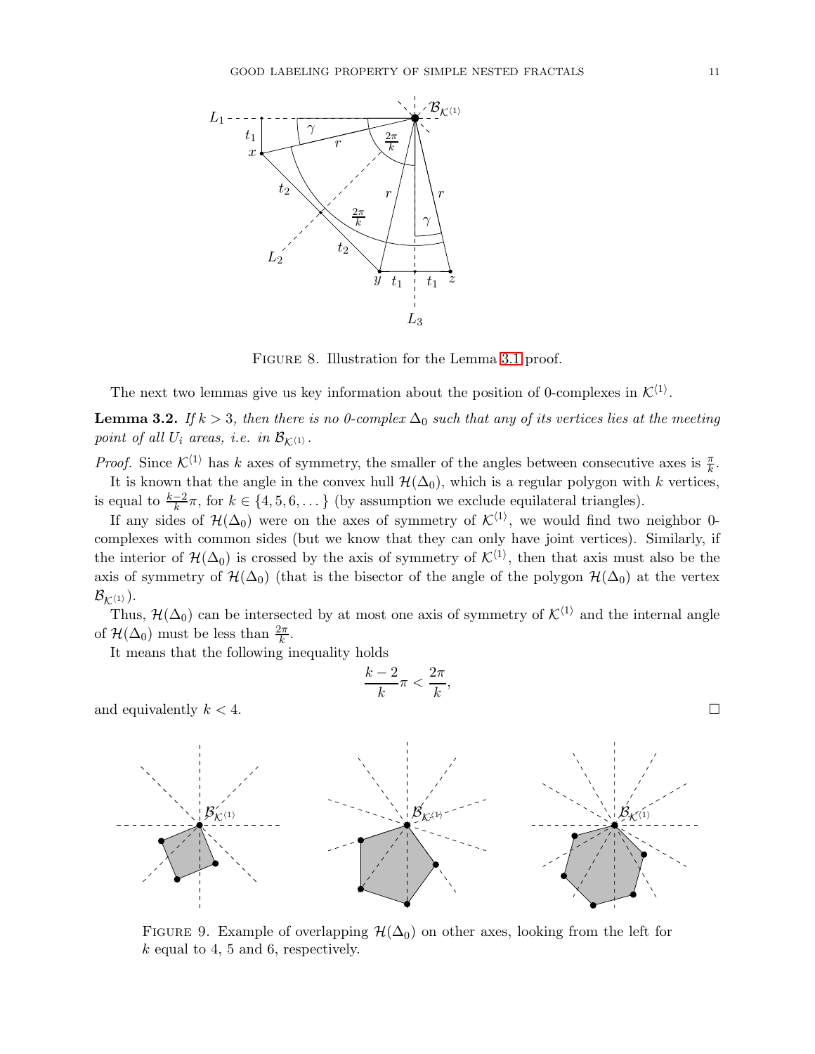Figure 8. Illustration for the Lemma 3.1 proof.

The next two lemmas give us key information about the position of 0-complexes in $\mathcal{K}^{\langle 1 \rangle}$.

**Lemma 3.2.** *If $k > 3$, then there is no 0-complex $\Delta_0$ such that any of its vertices lies at the meeting point of all $U_i$ areas, i.e. in $\mathcal{B}_{\mathcal{K}^{\langle 1 \rangle}}$.*

*Proof.* Since $\mathcal{K}^{\langle 1 \rangle}$ has $k$ axes of symmetry, the smaller of the angles between consecutive axes is $\frac{\pi}{k}$.

It is known that the angle in the convex hull $\mathcal{H}(\Delta_0)$, which is a regular polygon with $k$ vertices, is equal to $\frac{k-2}{k}\pi$, for $k \in \{4, 5, 6, \dots\}$ (by assumption we exclude equilateral triangles).

If any sides of $\mathcal{H}(\Delta_0)$ were on the axes of symmetry of $\mathcal{K}^{\langle 1 \rangle}$, we would find two neighbor 0-complexes with common sides (but we know that they can only have joint vertices). Similarly, if the interior of $\mathcal{H}(\Delta_0)$ is crossed by the axis of symmetry of $\mathcal{K}^{\langle 1 \rangle}$, then that axis must also be the axis of symmetry of $\mathcal{H}(\Delta_0)$ (that is the bisector of the angle of the polygon $\mathcal{H}(\Delta_0)$ at the vertex $\mathcal{B}_{\mathcal{K}^{\langle 1 \rangle}}$).

Thus, $\mathcal{H}(\Delta_0)$ can be intersected by at most one axis of symmetry of $\mathcal{K}^{\langle 1 \rangle}$ and the internal angle of $\mathcal{H}(\Delta_0)$ must be less than $\frac{2\pi}{k}$.

It means that the following inequality holds

$$\frac{k-2}{k}\pi < \frac{2\pi}{k},$$

and equivalently $k < 4$. □

Figure 9. Example of overlapping $\mathcal{H}(\Delta_0)$ on other axes, looking from the left for $k$ equal to 4, 5 and 6, respectively.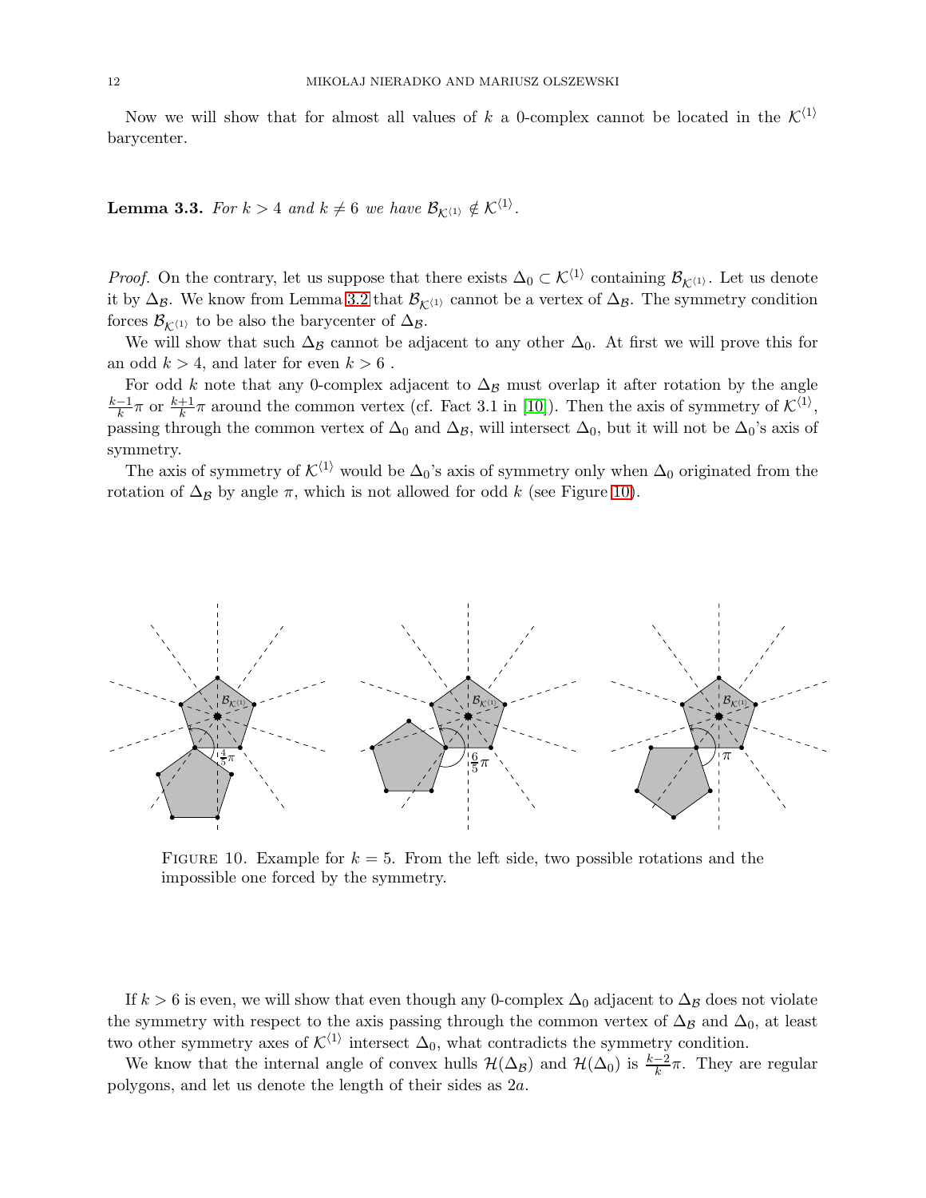Now we will show that for almost all values of $k$ a 0-complex cannot be located in the $\mathcal{K}^{\langle 1 \rangle}$ barycenter.

**Lemma 3.3.** *For $k > 4$ and $k \neq 6$ we have $\mathcal{B}_{\mathcal{K}^{\langle 1 \rangle}} \notin \mathcal{K}^{\langle 1 \rangle}$.*

*Proof.* On the contrary, let us suppose that there exists $\Delta_0 \subset \mathcal{K}^{\langle 1 \rangle}$ containing $\mathcal{B}_{\mathcal{K}^{\langle 1 \rangle}}$. Let us denote it by $\Delta_{\mathcal{B}}$. We know from Lemma 3.2 that $\mathcal{B}_{\mathcal{K}^{\langle 1 \rangle}}$ cannot be a vertex of $\Delta_{\mathcal{B}}$. The symmetry condition forces $\mathcal{B}_{\mathcal{K}^{\langle 1 \rangle}}$ to be also the barycenter of $\Delta_{\mathcal{B}}$.

We will show that such $\Delta_{\mathcal{B}}$ cannot be adjacent to any other $\Delta_0$. At first we will prove this for an odd $k > 4$, and later for even $k > 6$ .

For odd $k$ note that any 0-complex adjacent to $\Delta_{\mathcal{B}}$ must overlap it after rotation by the angle $\frac{k-1}{k}\pi$ or $\frac{k+1}{k}\pi$ around the common vertex (cf. Fact 3.1 in [10]). Then the axis of symmetry of $\mathcal{K}^{\langle 1 \rangle}$, passing through the common vertex of $\Delta_0$ and $\Delta_{\mathcal{B}}$, will intersect $\Delta_0$, but it will not be $\Delta_0$'s axis of symmetry.

The axis of symmetry of $\mathcal{K}^{\langle 1 \rangle}$ would be $\Delta_0$'s axis of symmetry only when $\Delta_0$ originated from the rotation of $\Delta_{\mathcal{B}}$ by angle $\pi$, which is not allowed for odd $k$ (see Figure 10).

FIGURE 10. Example for $k = 5$. From the left side, two possible rotations and the impossible one forced by the symmetry.

If $k > 6$ is even, we will show that even though any 0-complex $\Delta_0$ adjacent to $\Delta_{\mathcal{B}}$ does not violate the symmetry with respect to the axis passing through the common vertex of $\Delta_{\mathcal{B}}$ and $\Delta_0$, at least two other symmetry axes of $\mathcal{K}^{\langle 1 \rangle}$ intersect $\Delta_0$, what contradicts the symmetry condition.

We know that the internal angle of convex hulls $\mathcal{H}(\Delta_{\mathcal{B}})$ and $\mathcal{H}(\Delta_0)$ is $\frac{k-2}{k}\pi$. They are regular polygons, and let us denote the length of their sides as $2a$.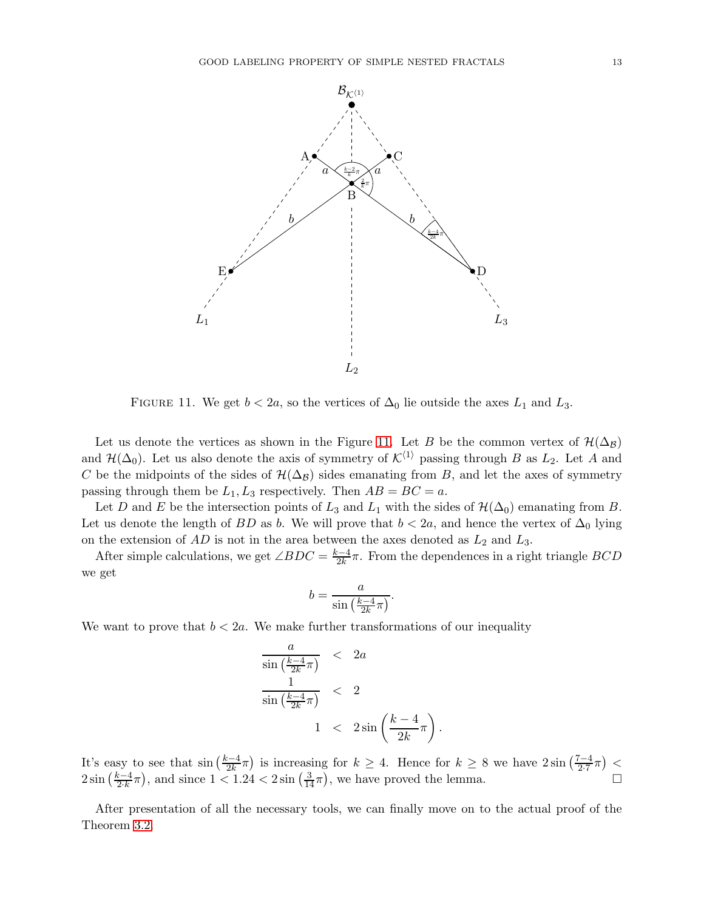FIGURE 11. We get $b < 2a$, so the vertices of $\Delta_0$ lie outside the axes $L_1$ and $L_3$.

Let us denote the vertices as shown in the Figure 11. Let $B$ be the common vertex of $\mathcal{H}(\Delta_{\mathcal{B}})$ and $\mathcal{H}(\Delta_0)$. Let us also denote the axis of symmetry of $\mathcal{K}^{\langle 1 \rangle}$ passing through $B$ as $L_2$. Let $A$ and $C$ be the midpoints of the sides of $\mathcal{H}(\Delta_{\mathcal{B}})$ sides emanating from $B$, and let the axes of symmetry passing through them be $L_1, L_3$ respectively. Then $AB = BC = a$.

Let $D$ and $E$ be the intersection points of $L_3$ and $L_1$ with the sides of $\mathcal{H}(\Delta_0)$ emanating from $B$. Let us denote the length of $BD$ as $b$. We will prove that $b < 2a$, and hence the vertex of $\Delta_0$ lying on the extension of $AD$ is not in the area between the axes denoted as $L_2$ and $L_3$.

After simple calculations, we get $\angle BDC = \frac{k-4}{2k}\pi$. From the dependences in a right triangle $BCD$ we get

$$b = \frac{a}{\sin\left(\frac{k-4}{2k}\pi\right)}.$$

We want to prove that $b < 2a$. We make further transformations of our inequality

$$\begin{aligned}
\frac{a}{\sin\left(\frac{k-4}{2k}\pi\right)} &< 2a \\
\frac{1}{\sin\left(\frac{k-4}{2k}\pi\right)} &< 2 \\
1 &< 2\sin\left(\frac{k-4}{2k}\pi\right).
\end{aligned}$$

It's easy to see that $\sin\left(\frac{k-4}{2k}\pi\right)$ is increasing for $k \geq 4$. Hence for $k \geq 8$ we have $2\sin\left(\frac{7-4}{2\cdot 7}\pi\right) < 2\sin\left(\frac{k-4}{2\cdot k}\pi\right)$, and since $1 < 1.24 < 2\sin\left(\frac{3}{14}\pi\right)$, we have proved the lemma. $\square$

After presentation of all the necessary tools, we can finally move on to the actual proof of the Theorem 3.2.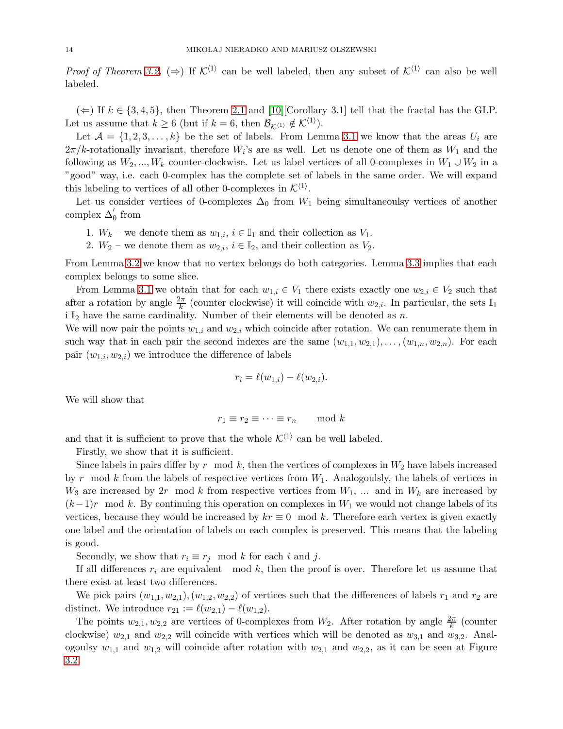*Proof of Theorem 3.2.* (⇒) If $\mathcal{K}^{\langle 1 \rangle}$ can be well labeled, then any subset of $\mathcal{K}^{\langle 1 \rangle}$ can also be well labeled.

(⇐) If $k \in \{3, 4, 5\}$, then Theorem 2.1 and [10][Corollary 3.1] tell that the fractal has the GLP. Let us assume that $k \geq 6$ (but if $k = 6$, then $\mathcal{B}_{\mathcal{K}^{\langle 1 \rangle}} \notin \mathcal{K}^{\langle 1 \rangle}$).

Let $\mathcal{A} = \{1, 2, 3, \ldots, k\}$ be the set of labels. From Lemma 3.1 we know that the areas $U_i$ are $2\pi/k$-rotationally invariant, therefore $W_i$'s are as well. Let us denote one of them as $W_1$ and the following as $W_2, ..., W_k$ counter-clockwise. Let us label vertices of all 0-complexes in $W_1 \cup W_2$ in a "good" way, i.e. each 0-complex has the complete set of labels in the same order. We will expand this labeling to vertices of all other 0-complexes in $\mathcal{K}^{\langle 1 \rangle}$.

Let us consider vertices of 0-complexes $\Delta_0$ from $W_1$ being simultaneoulsy vertices of another complex $\Delta_0^{'}$ from

1. $W_k$ – we denote them as $w_{1,i}$, $i \in \mathbb{I}_1$ and their collection as $V_1$.
2. $W_2$ – we denote them as $w_{2,i}$, $i \in \mathbb{I}_2$, and their collection as $V_2$.

From Lemma 3.2 we know that no vertex belongs do both categories. Lemma 3.3 implies that each complex belongs to some slice.

From Lemma 3.1 we obtain that for each $w_{1,i} \in V_1$ there exists exactly one $w_{2,i} \in V_2$ such that after a rotation by angle $\frac{2\pi}{k}$ (counter clockwise) it will coincide with $w_{2,i}$. In particular, the sets $\mathbb{I}_1$ i $\mathbb{I}_2$ have the same cardinality. Number of their elements will be denoted as $n$.
We will now pair the points $w_{1,i}$ and $w_{2,i}$ which coincide after rotation. We can renumerate them in such way that in each pair the second indexes are the same $(w_{1,1}, w_{2,1}), \ldots, (w_{1,n}, w_{2,n})$. For each pair $(w_{1,i}, w_{2,i})$ we introduce the difference of labels

$$r_i = \ell(w_{1,i}) - \ell(w_{2,i}).$$

We will show that

$$r_1 \equiv r_2 \equiv \cdots \equiv r_n \mod k$$

and that it is sufficient to prove that the whole $\mathcal{K}^{\langle 1 \rangle}$ can be well labeled.

Firstly, we show that it is sufficient.

Since labels in pairs differ by $r \mod k$, then the vertices of complexes in $W_2$ have labels increased by $r \mod k$ from the labels of respective vertices from $W_1$. Analogoulsly, the labels of vertices in $W_3$ are increased by $2r \mod k$ from respective vertices from $W_1$, ... and in $W_k$ are increased by $(k-1)r \mod k$. By continuing this operation on complexes in $W_1$ we would not change labels of its vertices, because they would be increased by $kr \equiv 0 \mod k$. Therefore each vertex is given exactly one label and the orientation of labels on each complex is preserved. This means that the labeling is good.

Secondly, we show that $r_i \equiv r_j \mod k$ for each $i$ and $j$.

If all differences $r_i$ are equivalent $\mod k$, then the proof is over. Therefore let us assume that there exist at least two differences.

We pick pairs $(w_{1,1}, w_{2,1}), (w_{1,2}, w_{2,2})$ of vertices such that the differences of labels $r_1$ and $r_2$ are distinct. We introduce $r_{21} := \ell(w_{2,1}) - \ell(w_{1,2})$.

The points $w_{2,1}, w_{2,2}$ are vertices of 0-complexes from $W_2$. After rotation by angle $\frac{2\pi}{k}$ (counter clockwise) $w_{2,1}$ and $w_{2,2}$ will coincide with vertices which will be denoted as $w_{3,1}$ and $w_{3,2}$. Analogoulsy $w_{1,1}$ and $w_{1,2}$ will coincide after rotation with $w_{2,1}$ and $w_{2,2}$, as it can be seen at Figure 3.2.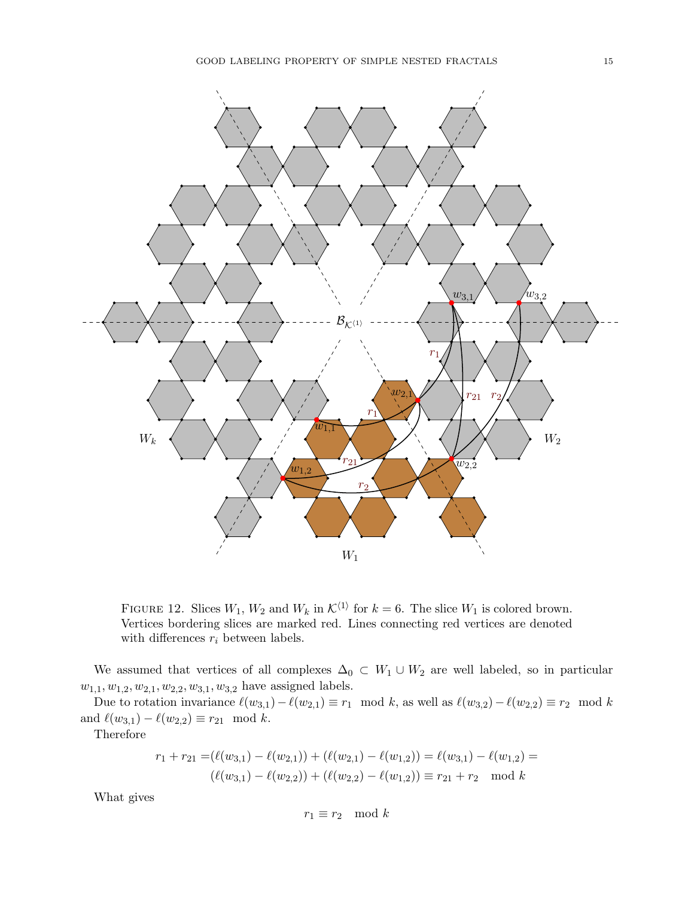FIGURE 12. Slices $W_1$, $W_2$ and $W_k$ in $\mathcal{K}^{\langle 1 \rangle}$ for $k = 6$. The slice $W_1$ is colored brown. Vertices bordering slices are marked red. Lines connecting red vertices are denoted with differences $r_i$ between labels.

We assumed that vertices of all complexes $\Delta_0 \subset W_1 \cup W_2$ are well labeled, so in particular $w_{1,1}, w_{1,2}, w_{2,1}, w_{2,2}, w_{3,1}, w_{3,2}$ have assigned labels.

Due to rotation invariance $\ell(w_{3,1}) - \ell(w_{2,1}) \equiv r_1 \mod k$, as well as $\ell(w_{3,2}) - \ell(w_{2,2}) \equiv r_2 \mod k$ and $\ell(w_{3,1}) - \ell(w_{2,2}) \equiv r_{21} \mod k$.

Therefore

$$
\begin{aligned}
r_1 + r_{21} = &(\ell(w_{3,1}) - \ell(w_{2,1})) + (\ell(w_{2,1}) - \ell(w_{1,2})) = \ell(w_{3,1}) - \ell(w_{1,2}) = \\
&(\ell(w_{3,1}) - \ell(w_{2,2})) + (\ell(w_{2,2}) - \ell(w_{1,2})) \equiv r_{21} + r_2 \mod k
\end{aligned}
$$

What gives

$$
r_1 \equiv r_2 \mod k
$$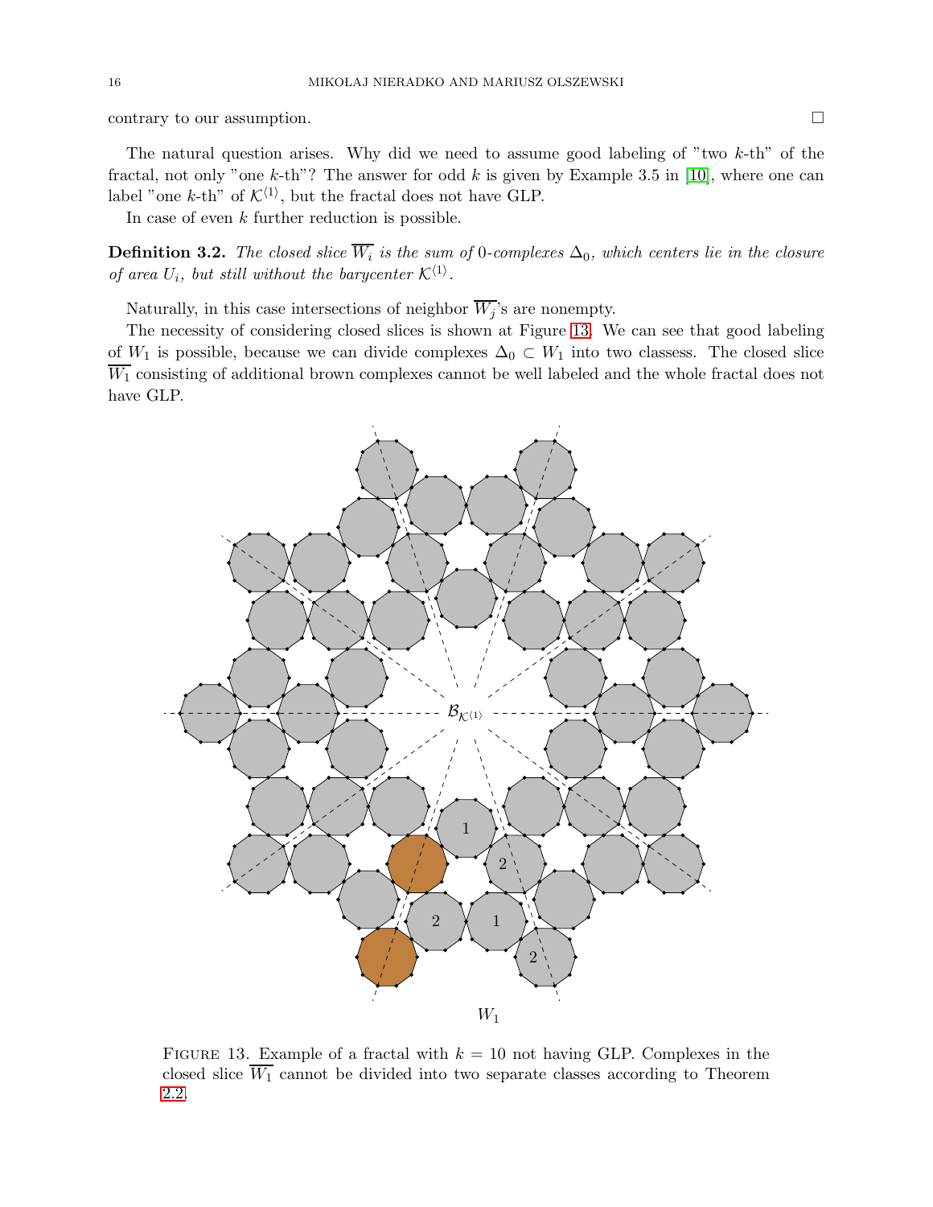contrary to our assumption. □

The natural question arises. Why did we need to assume good labeling of "two $k$-th" of the fractal, not only "one $k$-th"? The answer for odd $k$ is given by Example 3.5 in [10], where one can label "one $k$-th" of $\mathcal{K}^{\langle 1 \rangle}$, but the fractal does not have GLP.

In case of even $k$ further reduction is possible.

**Definition 3.2.** *The closed slice $\overline{W_i}$ is the sum of 0-complexes $\Delta_0$, which centers lie in the closure of area $U_i$, but still without the barycenter $\mathcal{K}^{\langle 1 \rangle}$.*

Naturally, in this case intersections of neighbor $\overline{W_j}$'s are nonempty.

The necessity of considering closed slices is shown at Figure 13. We can see that good labeling of $W_1$ is possible, because we can divide complexes $\Delta_0 \subset W_1$ into two classess. The closed slice $\overline{W_1}$ consisting of additional brown complexes cannot be well labeled and the whole fractal does not have GLP.

Figure 13. Example of a fractal with $k = 10$ not having GLP. Complexes in the closed slice $\overline{W_1}$ cannot be divided into two separate classes according to Theorem 2.2.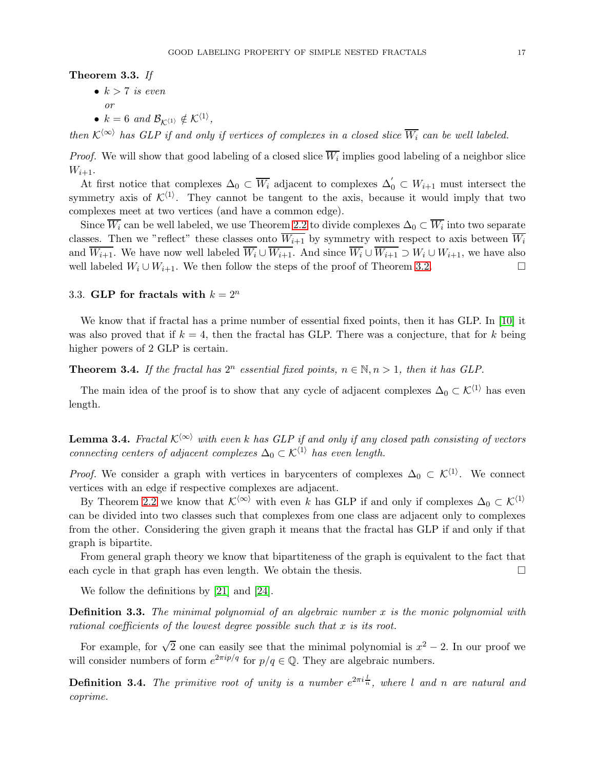**Theorem 3.3.** *If*

- $k > 7$ *is even*
  *or*
- $k = 6$ *and* $\mathcal{B}_{\mathcal{K}^{\langle 1\rangle}} \notin \mathcal{K}^{\langle 1\rangle}$,

*then* $\mathcal{K}^{\langle\infty\rangle}$ *has GLP if and only if vertices of complexes in a closed slice* $\overline{W_i}$ *can be well labeled.*

*Proof.* We will show that good labeling of a closed slice $\overline{W_i}$ implies good labeling of a neighbor slice $W_{i+1}$.

At first notice that complexes $\Delta_0 \subset \overline{W_i}$ adjacent to complexes $\Delta_0^{'} \subset W_{i+1}$ must intersect the symmetry axis of $\mathcal{K}^{\langle 1\rangle}$. They cannot be tangent to the axis, because it would imply that two complexes meet at two vertices (and have a common edge).

Since $\overline{W_i}$ can be well labeled, we use Theorem 2.2 to divide complexes $\Delta_0 \subset \overline{W_i}$ into two separate classes. Then we "reflect" these classes onto $\overline{W_{i+1}}$ by symmetry with respect to axis between $\overline{W_i}$ and $\overline{W_{i+1}}$. We have now well labeled $\overline{W_i} \cup \overline{W_{i+1}}$. And since $\overline{W_i} \cup \overline{W_{i+1}} \supset W_i \cup W_{i+1}$, we have also well labeled $W_i \cup W_{i+1}$. We then follow the steps of the proof of Theorem 3.2. $\square$

### 3.3. GLP for fractals with $k = 2^n$

We know that if fractal has a prime number of essential fixed points, then it has GLP. In [10] it was also proved that if $k = 4$, then the fractal has GLP. There was a conjecture, that for $k$ being higher powers of 2 GLP is certain.

**Theorem 3.4.** *If the fractal has* $2^n$ *essential fixed points,* $n \in \mathbb{N}, n > 1$*, then it has GLP.*

The main idea of the proof is to show that any cycle of adjacent complexes $\Delta_0 \subset \mathcal{K}^{\langle 1\rangle}$ has even length.

**Lemma 3.4.** *Fractal* $\mathcal{K}^{\langle\infty\rangle}$ *with even* $k$ *has GLP if and only if any closed path consisting of vectors connecting centers of adjacent complexes* $\Delta_0 \subset \mathcal{K}^{\langle 1\rangle}$ *has even length.*

*Proof.* We consider a graph with vertices in barycenters of complexes $\Delta_0 \subset \mathcal{K}^{\langle 1\rangle}$. We connect vertices with an edge if respective complexes are adjacent.

By Theorem 2.2 we know that $\mathcal{K}^{\langle\infty\rangle}$ with even $k$ has GLP if and only if complexes $\Delta_0 \subset \mathcal{K}^{\langle 1\rangle}$ can be divided into two classes such that complexes from one class are adjacent only to complexes from the other. Considering the given graph it means that the fractal has GLP if and only if that graph is bipartite.

From general graph theory we know that bipartiteness of the graph is equivalent to the fact that each cycle in that graph has even length. We obtain the thesis. $\square$

We follow the definitions by [21] and [24].

**Definition 3.3.** *The minimal polynomial of an algebraic number* $x$ *is the monic polynomial with rational coefficients of the lowest degree possible such that* $x$ *is its root.*

For example, for $\sqrt{2}$ one can easily see that the minimal polynomial is $x^2 - 2$. In our proof we will consider numbers of form $e^{2\pi ip/q}$ for $p/q \in \mathbb{Q}$. They are algebraic numbers.

**Definition 3.4.** *The primitive root of unity is a number* $e^{2\pi i\frac{l}{n}}$*, where* $l$ *and* $n$ *are natural and coprime.*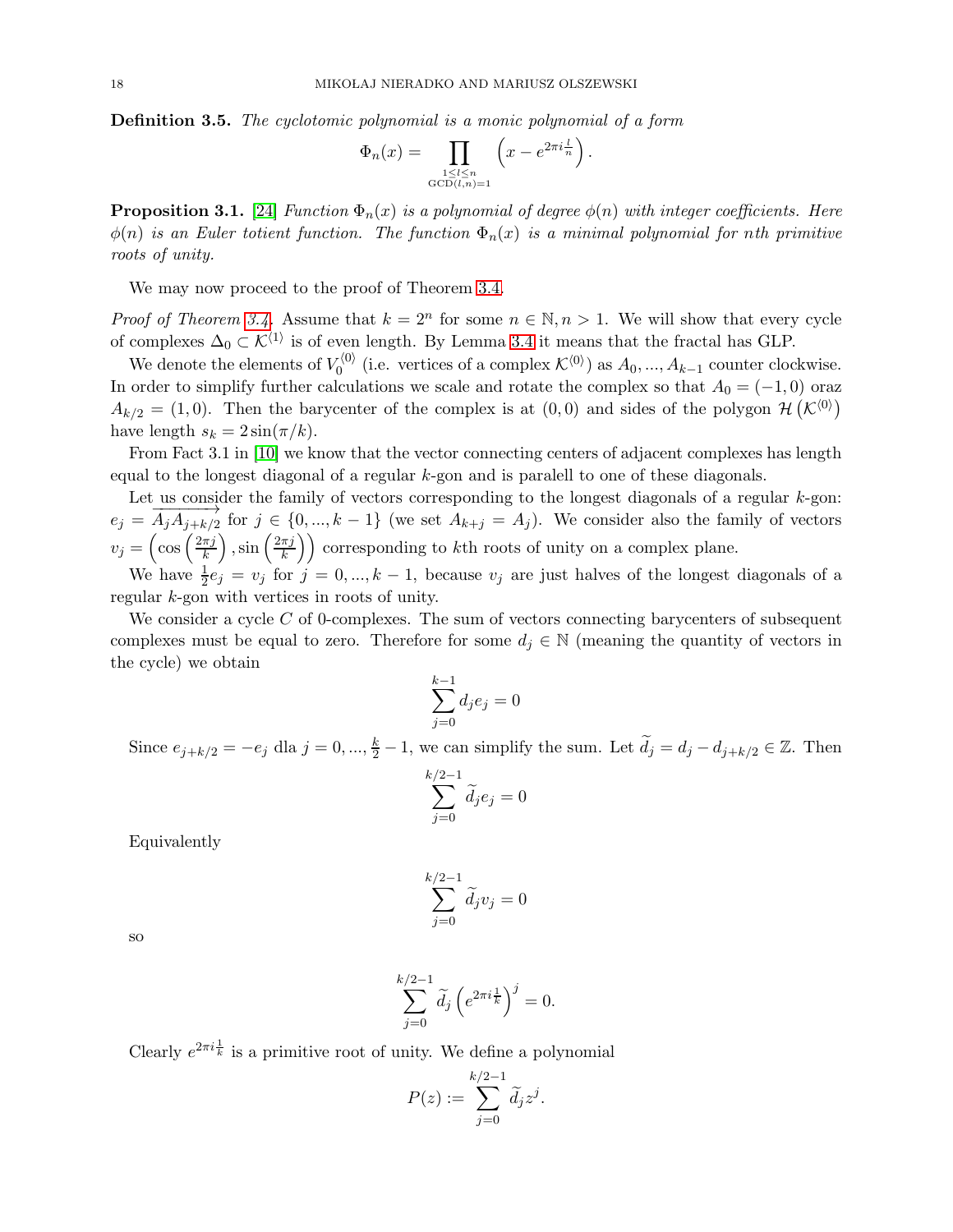**Definition 3.5.** *The cyclotomic polynomial is a monic polynomial of a form*

$$\Phi_n(x) = \prod_{\substack{1 \le l \le n \\ \mathrm{GCD}(l,n)=1}} \left( x - e^{2\pi i \frac{l}{n}} \right).$$

**Proposition 3.1.** [24] *Function $\Phi_n(x)$ is a polynomial of degree $\phi(n)$ with integer coefficients. Here $\phi(n)$ is an Euler totient function. The function $\Phi_n(x)$ is a minimal polynomial for nth primitive roots of unity.*

We may now proceed to the proof of Theorem 3.4.

*Proof of Theorem 3.4.* Assume that $k = 2^n$ for some $n \in \mathbb{N}, n > 1$. We will show that every cycle of complexes $\Delta_0 \subset \mathcal{K}^{\langle 1 \rangle}$ is of even length. By Lemma 3.4 it means that the fractal has GLP.

We denote the elements of $V_0^{\langle 0 \rangle}$ (i.e. vertices of a complex $\mathcal{K}^{\langle 0 \rangle}$) as $A_0, ..., A_{k-1}$ counter clockwise. In order to simplify further calculations we scale and rotate the complex so that $A_0 = (-1, 0)$ oraz $A_{k/2} = (1, 0)$. Then the barycenter of the complex is at $(0, 0)$ and sides of the polygon $\mathcal{H}\left(\mathcal{K}^{\langle 0 \rangle}\right)$ have length $s_k = 2\sin(\pi/k)$.

From Fact 3.1 in [10] we know that the vector connecting centers of adjacent complexes has length equal to the longest diagonal of a regular $k$-gon and is paralell to one of these diagonals.

Let us consider the family of vectors corresponding to the longest diagonals of a regular $k$-gon: $e_j = \overrightarrow{A_j A_{j+k/2}}$ for $j \in \{0, ..., k-1\}$ (we set $A_{k+j} = A_j$). We consider also the family of vectors $v_j = \left(\cos\left(\frac{2\pi j}{k}\right), \sin\left(\frac{2\pi j}{k}\right)\right)$ corresponding to $k$th roots of unity on a complex plane.

We have $\frac{1}{2}e_j = v_j$ for $j = 0, ..., k-1$, because $v_j$ are just halves of the longest diagonals of a regular $k$-gon with vertices in roots of unity.

We consider a cycle $C$ of 0-complexes. The sum of vectors connecting barycenters of subsequent complexes must be equal to zero. Therefore for some $d_j \in \mathbb{N}$ (meaning the quantity of vectors in the cycle) we obtain

$$\sum_{j=0}^{k-1} d_j e_j = 0$$

Since $e_{j+k/2} = -e_j$ dla $j = 0, ..., \frac{k}{2} - 1$, we can simplify the sum. Let $\widetilde{d}_j = d_j - d_{j+k/2} \in \mathbb{Z}$. Then

$$\sum_{j=0}^{k/2-1} \widetilde{d}_j e_j = 0$$

Equivalently

$$\sum_{j=0}^{k/2-1} \widetilde{d}_j v_j = 0$$

so

$$\sum_{j=0}^{k/2-1} \widetilde{d}_j \left(e^{2\pi i \frac{1}{k}}\right)^j = 0.$$

Clearly $e^{2\pi i \frac{1}{k}}$ is a primitive root of unity. We define a polynomial

$$P(z) := \sum_{j=0}^{k/2-1} \widetilde{d}_j z^j.$$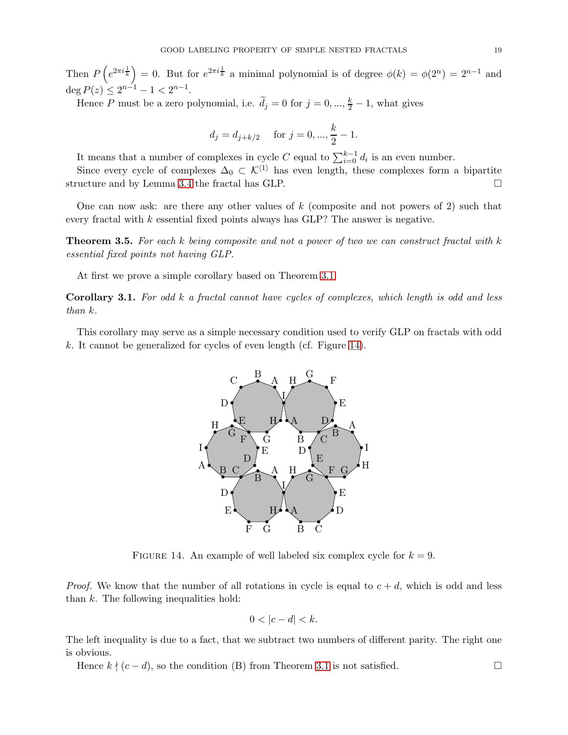Then $P\left(e^{2\pi i \frac{1}{k}}\right) = 0$. But for $e^{2\pi i \frac{1}{k}}$ a minimal polynomial is of degree $\phi(k) = \phi(2^n) = 2^{n-1}$ and $\deg P(z) \leq 2^{n-1} - 1 < 2^{n-1}$.

Hence $P$ must be a zero polynomial, i.e. $\widetilde{d}_j = 0$ for $j = 0, ..., \frac{k}{2} - 1$, what gives

$$d_j = d_{j+k/2} \quad \text{for } j = 0, ..., \frac{k}{2} - 1.$$

It means that a number of complexes in cycle $C$ equal to $\sum_{i=0}^{k-1} d_i$ is an even number.

Since every cycle of complexes $\Delta_0 \subset \mathcal{K}^{\langle 1 \rangle}$ has even length, these complexes form a bipartite structure and by Lemma 3.4 the fractal has GLP. $\square$

One can now ask: are there any other values of $k$ (composite and not powers of 2) such that every fractal with $k$ essential fixed points always has GLP? The answer is negative.

**Theorem 3.5.** *For each $k$ being composite and not a power of two we can construct fractal with $k$ essential fixed points not having GLP.*

At first we prove a simple corollary based on Theorem 3.1.

**Corollary 3.1.** *For odd $k$ a fractal cannot have cycles of complexes, which length is odd and less than $k$.*

This corollary may serve as a simple necessary condition used to verify GLP on fractals with odd $k$. It cannot be generalized for cycles of even length (cf. Figure 14).

FIGURE 14. An example of well labeled six complex cycle for $k = 9$.

*Proof.* We know that the number of all rotations in cycle is equal to $c + d$, which is odd and less than $k$. The following inequalities hold:

$$0 < |c - d| < k.$$

The left inequality is due to a fact, that we subtract two numbers of different parity. The right one is obvious.

Hence $k \nmid (c - d)$, so the condition (B) from Theorem 3.1 is not satisfied. $\square$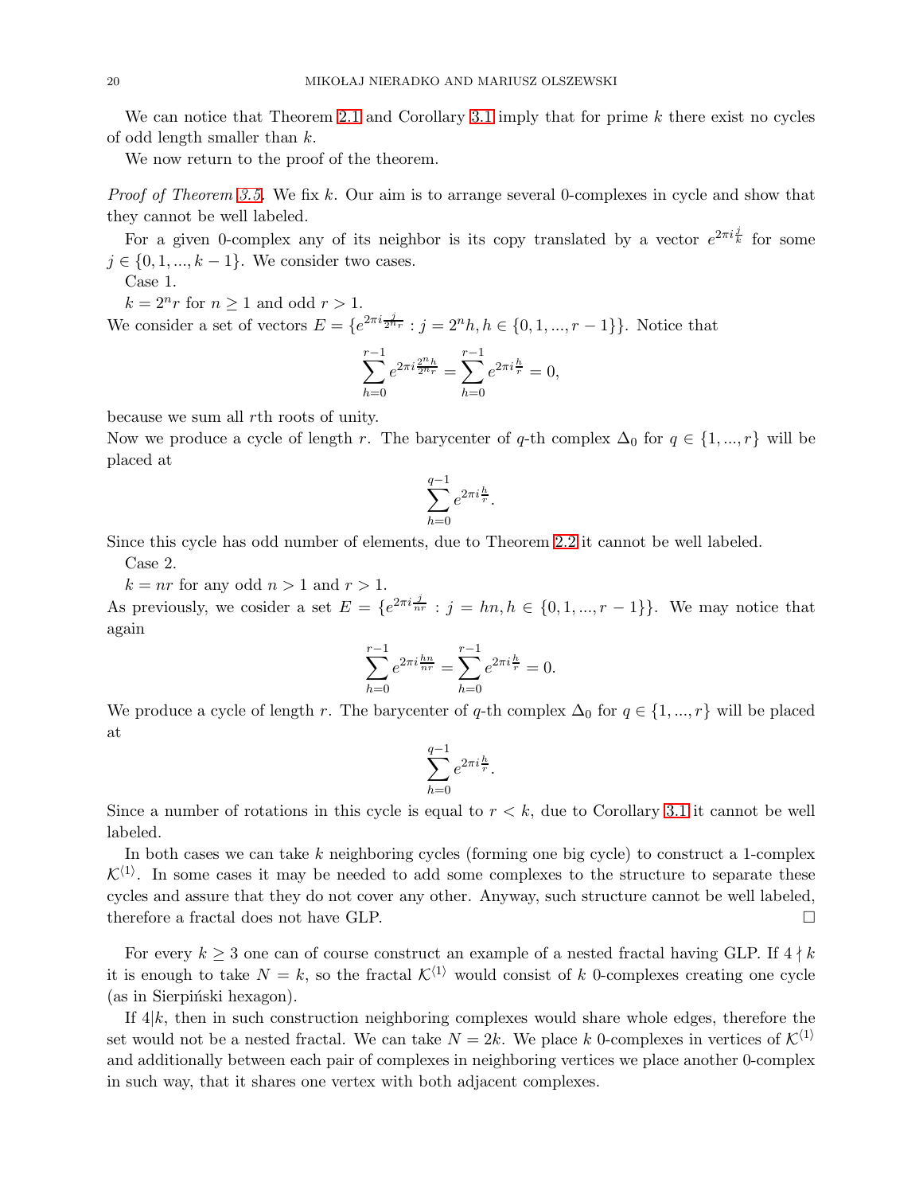We can notice that Theorem 2.1 and Corollary 3.1 imply that for prime $k$ there exist no cycles of odd length smaller than $k$.

We now return to the proof of the theorem.

*Proof of Theorem 3.5.* We fix $k$. Our aim is to arrange several 0-complexes in cycle and show that they cannot be well labeled.

For a given 0-complex any of its neighbor is its copy translated by a vector $e^{2\pi i \frac{j}{k}}$ for some $j \in \{0, 1, ..., k-1\}$. We consider two cases.

Case 1.

$k = 2^n r$ for $n \geq 1$ and odd $r > 1$.

We consider a set of vectors $E = \{e^{2\pi i \frac{j}{2^n r}} : j = 2^n h, h \in \{0, 1, ..., r-1\}\}$. Notice that

$$\sum_{h=0}^{r-1} e^{2\pi i \frac{2^n h}{2^n r}} = \sum_{h=0}^{r-1} e^{2\pi i \frac{h}{r}} = 0,$$

because we sum all $r$th roots of unity.

Now we produce a cycle of length $r$. The barycenter of $q$-th complex $\Delta_0$ for $q \in \{1, ..., r\}$ will be placed at

$$\sum_{h=0}^{q-1} e^{2\pi i \frac{h}{r}}.$$

Since this cycle has odd number of elements, due to Theorem 2.2 it cannot be well labeled.

Case 2.

$k = nr$ for any odd $n > 1$ and $r > 1$.

As previously, we cosider a set $E = \{e^{2\pi i \frac{j}{nr}} : j = hn, h \in \{0, 1, ..., r-1\}\}$. We may notice that again

$$\sum_{h=0}^{r-1} e^{2\pi i \frac{hn}{nr}} = \sum_{h=0}^{r-1} e^{2\pi i \frac{h}{r}} = 0.$$

We produce a cycle of length $r$. The barycenter of $q$-th complex $\Delta_0$ for $q \in \{1, ..., r\}$ will be placed at

$$\sum_{h=0}^{q-1} e^{2\pi i \frac{h}{r}}.$$

Since a number of rotations in this cycle is equal to $r < k$, due to Corollary 3.1 it cannot be well labeled.

In both cases we can take $k$ neighboring cycles (forming one big cycle) to construct a 1-complex $\mathcal{K}^{\langle 1 \rangle}$. In some cases it may be needed to add some complexes to the structure to separate these cycles and assure that they do not cover any other. Anyway, such structure cannot be well labeled, therefore a fractal does not have GLP. $\square$

For every $k \geq 3$ one can of course construct an example of a nested fractal having GLP. If $4 \nmid k$ it is enough to take $N = k$, so the fractal $\mathcal{K}^{\langle 1 \rangle}$ would consist of $k$ 0-complexes creating one cycle (as in Sierpiński hexagon).

If $4 | k$, then in such construction neighboring complexes would share whole edges, therefore the set would not be a nested fractal. We can take $N = 2k$. We place $k$ 0-complexes in vertices of $\mathcal{K}^{\langle 1 \rangle}$ and additionally between each pair of complexes in neighboring vertices we place another 0-complex in such way, that it shares one vertex with both adjacent complexes.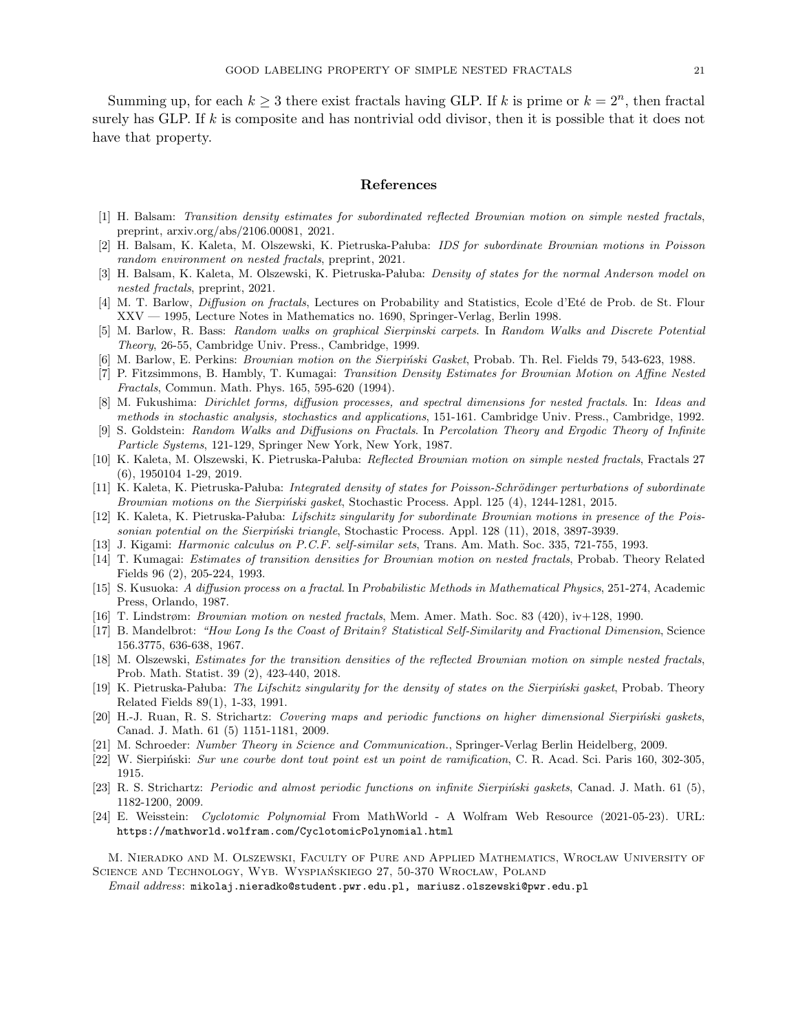Summing up, for each $k \geq 3$ there exist fractals having GLP. If $k$ is prime or $k = 2^n$, then fractal surely has GLP. If $k$ is composite and has nontrivial odd divisor, then it is possible that it does not have that property.

## References

[1] H. Balsam: *Transition density estimates for subordinated reflected Brownian motion on simple nested fractals*, preprint, arxiv.org/abs/2106.00081, 2021.

[2] H. Balsam, K. Kaleta, M. Olszewski, K. Pietruska-Pałuba: *IDS for subordinate Brownian motions in Poisson random environment on nested fractals*, preprint, 2021.

[3] H. Balsam, K. Kaleta, M. Olszewski, K. Pietruska-Pałuba: *Density of states for the normal Anderson model on nested fractals*, preprint, 2021.

[4] M. T. Barlow, *Diffusion on fractals*, Lectures on Probability and Statistics, Ecole d'Eté de Prob. de St. Flour XXV — 1995, Lecture Notes in Mathematics no. 1690, Springer-Verlag, Berlin 1998.

[5] M. Barlow, R. Bass: *Random walks on graphical Sierpinski carpets*. In *Random Walks and Discrete Potential Theory*, 26-55, Cambridge Univ. Press., Cambridge, 1999.

[6] M. Barlow, E. Perkins: *Brownian motion on the Sierpiński Gasket*, Probab. Th. Rel. Fields 79, 543-623, 1988.

[7] P. Fitzsimmons, B. Hambly, T. Kumagai: *Transition Density Estimates for Brownian Motion on Affine Nested Fractals*, Commun. Math. Phys. 165, 595-620 (1994).

[8] M. Fukushima: *Dirichlet forms, diffusion processes, and spectral dimensions for nested fractals*. In: *Ideas and methods in stochastic analysis, stochastics and applications*, 151-161. Cambridge Univ. Press., Cambridge, 1992.

[9] S. Goldstein: *Random Walks and Diffusions on Fractals*. In *Percolation Theory and Ergodic Theory of Infinite Particle Systems*, 121-129, Springer New York, New York, 1987.

[10] K. Kaleta, M. Olszewski, K. Pietruska-Pałuba: *Reflected Brownian motion on simple nested fractals*, Fractals 27 (6), 1950104 1-29, 2019.

[11] K. Kaleta, K. Pietruska-Pałuba: *Integrated density of states for Poisson-Schrödinger perturbations of subordinate Brownian motions on the Sierpiński gasket*, Stochastic Process. Appl. 125 (4), 1244-1281, 2015.

[12] K. Kaleta, K. Pietruska-Pałuba: *Lifschitz singularity for subordinate Brownian motions in presence of the Poissonian potential on the Sierpiński triangle*, Stochastic Process. Appl. 128 (11), 2018, 3897-3939.

[13] J. Kigami: *Harmonic calculus on P.C.F. self-similar sets*, Trans. Am. Math. Soc. 335, 721-755, 1993.

[14] T. Kumagai: *Estimates of transition densities for Brownian motion on nested fractals*, Probab. Theory Related Fields 96 (2), 205-224, 1993.

[15] S. Kusuoka: *A diffusion process on a fractal*. In *Probabilistic Methods in Mathematical Physics*, 251-274, Academic Press, Orlando, 1987.

[16] T. Lindstrøm: *Brownian motion on nested fractals*, Mem. Amer. Math. Soc. 83 (420), iv+128, 1990.

[17] B. Mandelbrot: *"How Long Is the Coast of Britain? Statistical Self-Similarity and Fractional Dimension*, Science 156.3775, 636-638, 1967.

[18] M. Olszewski, *Estimates for the transition densities of the reflected Brownian motion on simple nested fractals*, Prob. Math. Statist. 39 (2), 423-440, 2018.

[19] K. Pietruska-Pałuba: *The Lifschitz singularity for the density of states on the Sierpiński gasket*, Probab. Theory Related Fields 89(1), 1-33, 1991.

[20] H.-J. Ruan, R. S. Strichartz: *Covering maps and periodic functions on higher dimensional Sierpiński gaskets*, Canad. J. Math. 61 (5) 1151-1181, 2009.

[21] M. Schroeder: *Number Theory in Science and Communication.*, Springer-Verlag Berlin Heidelberg, 2009.

[22] W. Sierpiński: *Sur une courbe dont tout point est un point de ramification*, C. R. Acad. Sci. Paris 160, 302-305, 1915.

[23] R. S. Strichartz: *Periodic and almost periodic functions on infinite Sierpiński gaskets*, Canad. J. Math. 61 (5), 1182-1200, 2009.

[24] E. Weisstein: *Cyclotomic Polynomial* From MathWorld - A Wolfram Web Resource (2021-05-23). URL: `https://mathworld.wolfram.com/CyclotomicPolynomial.html`

M. Nieradko and M. Olszewski, Faculty of Pure and Applied Mathematics, Wrocław University of Science and Technology, Wyb. Wyspiańskiego 27, 50-370 Wrocław, Poland

*Email address*: `mikolaj.nieradko@student.pwr.edu.pl, mariusz.olszewski@pwr.edu.pl`